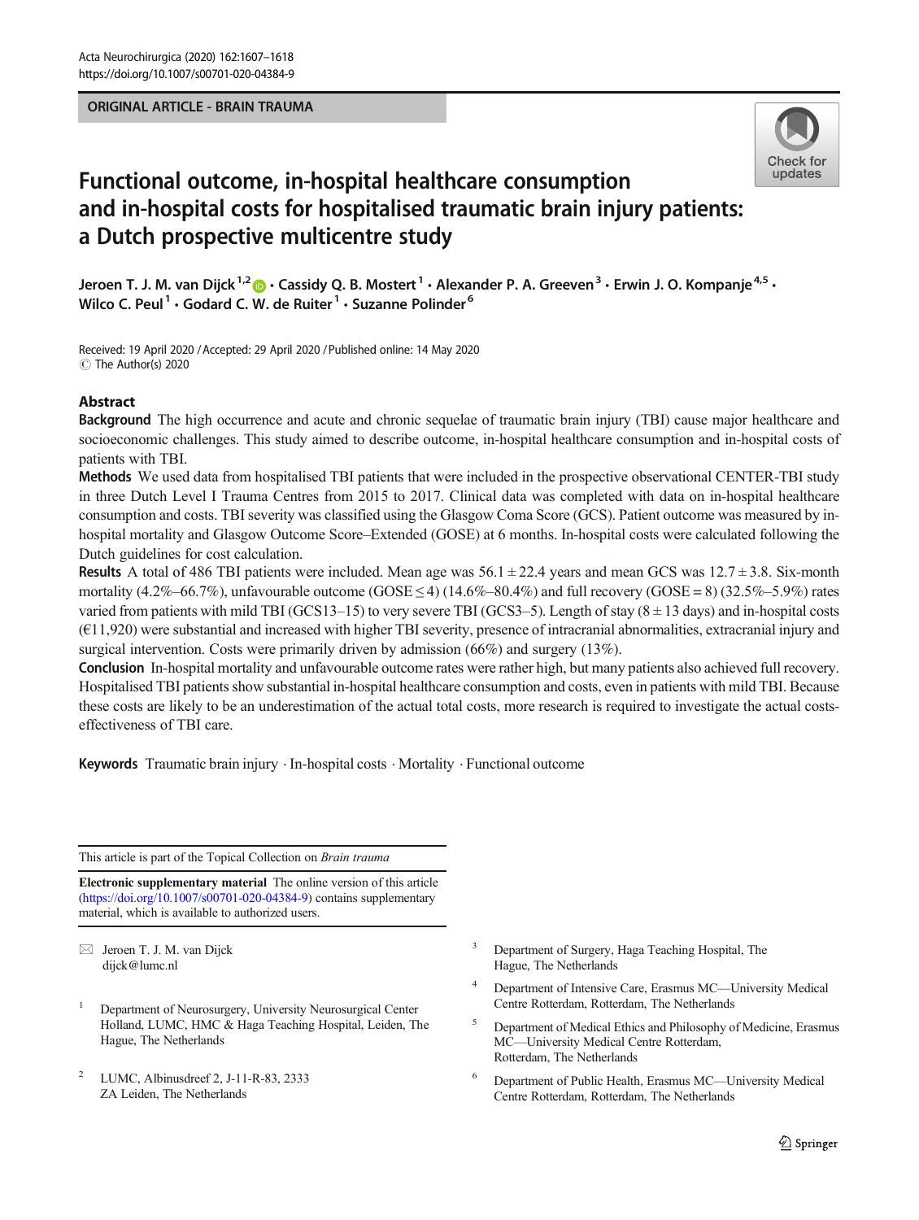ORIGINAL ARTICLE - BRAIN TRAUMA

# Functional outcome, in-hospital healthcare consumption and in-hospital costs for hospitalised traumatic brain injury patients: a Dutch prospective multicentre study

Jeroen T. J. M. van Dijck[1,2] · Cassidy Q. B. Mostert[1] · Alexander P. A. Greeven[3] · Erwin J. O. Kompanje[4,5] · Wilco C. Peul[1] · Godard C. W. de Ruiter[1] · Suzanne Polinder[6]

Received: 19 April 2020 / Accepted: 29 April 2020 / Published online: 14 May 2020
© The Author(s) 2020

## Abstract

**Background** The high occurrence and acute and chronic sequelae of traumatic brain injury (TBI) cause major healthcare and socioeconomic challenges. This study aimed to describe outcome, in-hospital healthcare consumption and in-hospital costs of patients with TBI.

**Methods** We used data from hospitalised TBI patients that were included in the prospective observational CENTER-TBI study in three Dutch Level I Trauma Centres from 2015 to 2017. Clinical data was completed with data on in-hospital healthcare consumption and costs. TBI severity was classified using the Glasgow Coma Score (GCS). Patient outcome was measured by in-hospital mortality and Glasgow Outcome Score–Extended (GOSE) at 6 months. In-hospital costs were calculated following the Dutch guidelines for cost calculation.

**Results** A total of 486 TBI patients were included. Mean age was 56.1 ± 22.4 years and mean GCS was 12.7 ± 3.8. Six-month mortality (4.2%–66.7%), unfavourable outcome (GOSE ≤ 4) (14.6%–80.4%) and full recovery (GOSE = 8) (32.5%–5.9%) rates varied from patients with mild TBI (GCS13–15) to very severe TBI (GCS3–5). Length of stay (8 ± 13 days) and in-hospital costs (€11,920) were substantial and increased with higher TBI severity, presence of intracranial abnormalities, extracranial injury and surgical intervention. Costs were primarily driven by admission (66%) and surgery (13%).

**Conclusion** In-hospital mortality and unfavourable outcome rates were rather high, but many patients also achieved full recovery. Hospitalised TBI patients show substantial in-hospital healthcare consumption and costs, even in patients with mild TBI. Because these costs are likely to be an underestimation of the actual total costs, more research is required to investigate the actual costs-effectiveness of TBI care.

**Keywords** Traumatic brain injury · In-hospital costs · Mortality · Functional outcome

---

This article is part of the Topical Collection on *Brain trauma*

**Electronic supplementary material** The online version of this article (https://doi.org/10.1007/s00701-020-04384-9) contains supplementary material, which is available to authorized users.

✉ Jeroen T. J. M. van Dijck
dijck@lumc.nl

[1] Department of Neurosurgery, University Neurosurgical Center Holland, LUMC, HMC & Haga Teaching Hospital, Leiden, The Hague, The Netherlands

[2] LUMC, Albinusdreef 2, J-11-R-83, 2333 ZA Leiden, The Netherlands

[3] Department of Surgery, Haga Teaching Hospital, The Hague, The Netherlands

[4] Department of Intensive Care, Erasmus MC—University Medical Centre Rotterdam, Rotterdam, The Netherlands

[5] Department of Medical Ethics and Philosophy of Medicine, Erasmus MC—University Medical Centre Rotterdam, Rotterdam, The Netherlands

[6] Department of Public Health, Erasmus MC—University Medical Centre Rotterdam, Rotterdam, The Netherlands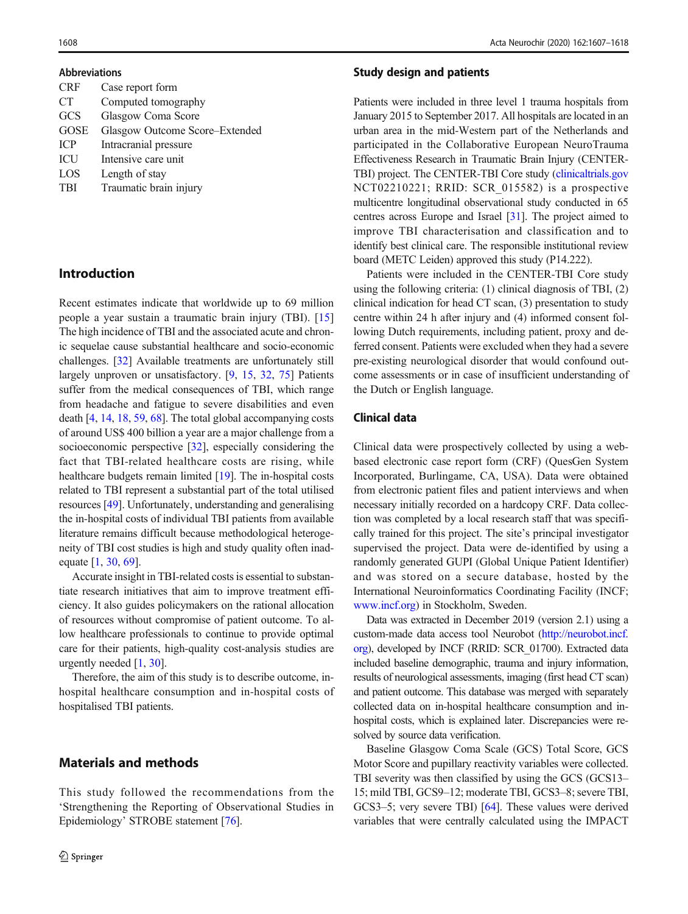### Abbreviations

| | |
|---|---|
| CRF | Case report form |
| CT | Computed tomography |
| GCS | Glasgow Coma Score |
| GOSE | Glasgow Outcome Score–Extended |
| ICP | Intracranial pressure |
| ICU | Intensive care unit |
| LOS | Length of stay |
| TBI | Traumatic brain injury |

## Introduction

Recent estimates indicate that worldwide up to 69 million people a year sustain a traumatic brain injury (TBI). [15] The high incidence of TBI and the associated acute and chronic sequelae cause substantial healthcare and socio-economic challenges. [32] Available treatments are unfortunately still largely unproven or unsatisfactory. [9, 15, 32, 75] Patients suffer from the medical consequences of TBI, which range from headache and fatigue to severe disabilities and even death [4, 14, 18, 59, 68]. The total global accompanying costs of around US$ 400 billion a year are a major challenge from a socioeconomic perspective [32], especially considering the fact that TBI-related healthcare costs are rising, while healthcare budgets remain limited [19]. The in-hospital costs related to TBI represent a substantial part of the total utilised resources [49]. Unfortunately, understanding and generalising the in-hospital costs of individual TBI patients from available literature remains difficult because methodological heterogeneity of TBI cost studies is high and study quality often inadequate [1, 30, 69].

Accurate insight in TBI-related costs is essential to substantiate research initiatives that aim to improve treatment efficiency. It also guides policymakers on the rational allocation of resources without compromise of patient outcome. To allow healthcare professionals to continue to provide optimal care for their patients, high-quality cost-analysis studies are urgently needed [1, 30].

Therefore, the aim of this study is to describe outcome, in-hospital healthcare consumption and in-hospital costs of hospitalised TBI patients.

## Materials and methods

This study followed the recommendations from the 'Strengthening the Reporting of Observational Studies in Epidemiology' STROBE statement [76].

### Study design and patients

Patients were included in three level 1 trauma hospitals from January 2015 to September 2017. All hospitals are located in an urban area in the mid-Western part of the Netherlands and participated in the Collaborative European NeuroTrauma Effectiveness Research in Traumatic Brain Injury (CENTER-TBI) project. The CENTER-TBI Core study (clinicaltrials.gov NCT02210221; RRID: SCR_015582) is a prospective multicentre longitudinal observational study conducted in 65 centres across Europe and Israel [31]. The project aimed to improve TBI characterisation and classification and to identify best clinical care. The responsible institutional review board (METC Leiden) approved this study (P14.222).

Patients were included in the CENTER-TBI Core study using the following criteria: (1) clinical diagnosis of TBI, (2) clinical indication for head CT scan, (3) presentation to study centre within 24 h after injury and (4) informed consent following Dutch requirements, including patient, proxy and deferred consent. Patients were excluded when they had a severe pre-existing neurological disorder that would confound outcome assessments or in case of insufficient understanding of the Dutch or English language.

### Clinical data

Clinical data were prospectively collected by using a web-based electronic case report form (CRF) (QuesGen System Incorporated, Burlingame, CA, USA). Data were obtained from electronic patient files and patient interviews and when necessary initially recorded on a hardcopy CRF. Data collection was completed by a local research staff that was specifically trained for this project. The site's principal investigator supervised the project. Data were de-identified by using a randomly generated GUPI (Global Unique Patient Identifier) and was stored on a secure database, hosted by the International Neuroinformatics Coordinating Facility (INCF; www.incf.org) in Stockholm, Sweden.

Data was extracted in December 2019 (version 2.1) using a custom-made data access tool Neurobot (http://neurobot.incf.org), developed by INCF (RRID: SCR_01700). Extracted data included baseline demographic, trauma and injury information, results of neurological assessments, imaging (first head CT scan) and patient outcome. This database was merged with separately collected data on in-hospital healthcare consumption and in-hospital costs, which is explained later. Discrepancies were resolved by source data verification.

Baseline Glasgow Coma Scale (GCS) Total Score, GCS Motor Score and pupillary reactivity variables were collected. TBI severity was then classified by using the GCS (GCS13–15; mild TBI, GCS9–12; moderate TBI, GCS3–8; severe TBI, GCS3–5; very severe TBI) [64]. These values were derived variables that were centrally calculated using the IMPACT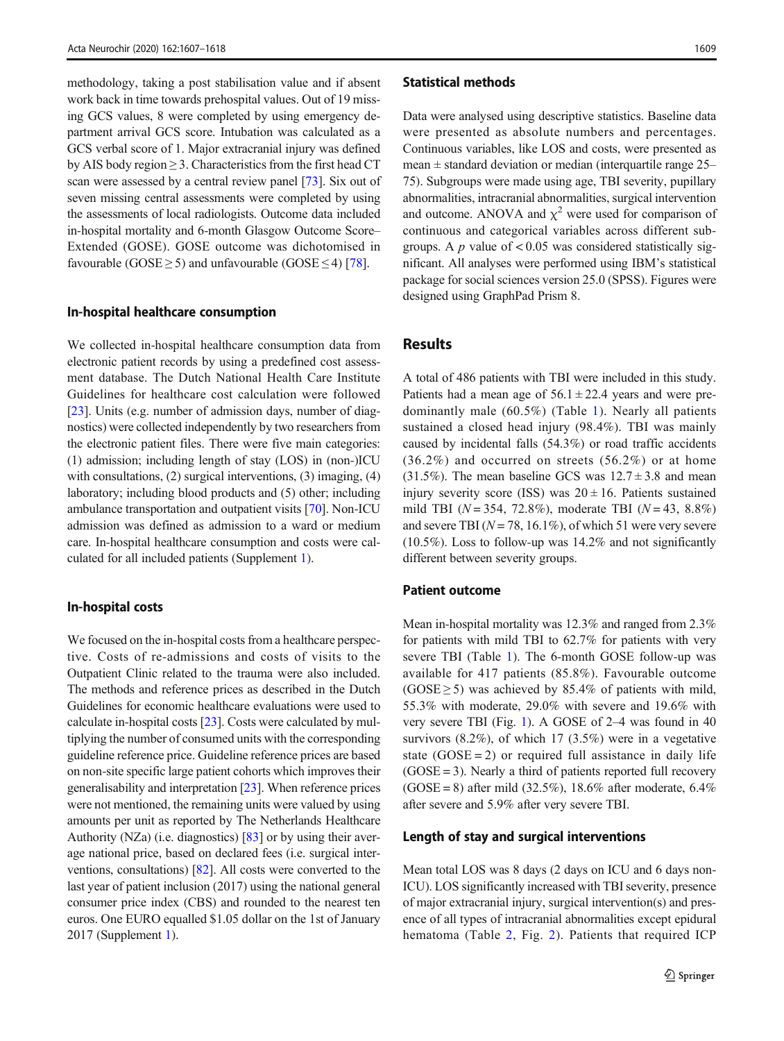methodology, taking a post stabilisation value and if absent work back in time towards prehospital values. Out of 19 missing GCS values, 8 were completed by using emergency department arrival GCS score. Intubation was calculated as a GCS verbal score of 1. Major extracranial injury was defined by AIS body region ≥ 3. Characteristics from the first head CT scan were assessed by a central review panel [73]. Six out of seven missing central assessments were completed by using the assessments of local radiologists. Outcome data included in-hospital mortality and 6-month Glasgow Outcome Score–Extended (GOSE). GOSE outcome was dichotomised in favourable (GOSE ≥ 5) and unfavourable (GOSE ≤ 4) [78].

### In-hospital healthcare consumption

We collected in-hospital healthcare consumption data from electronic patient records by using a predefined cost assessment database. The Dutch National Health Care Institute Guidelines for healthcare cost calculation were followed [23]. Units (e.g. number of admission days, number of diagnostics) were collected independently by two researchers from the electronic patient files. There were five main categories: (1) admission; including length of stay (LOS) in (non-)ICU with consultations, (2) surgical interventions, (3) imaging, (4) laboratory; including blood products and (5) other; including ambulance transportation and outpatient visits [70]. Non-ICU admission was defined as admission to a ward or medium care. In-hospital healthcare consumption and costs were calculated for all included patients (Supplement 1).

### In-hospital costs

We focused on the in-hospital costs from a healthcare perspective. Costs of re-admissions and costs of visits to the Outpatient Clinic related to the trauma were also included. The methods and reference prices as described in the Dutch Guidelines for economic healthcare evaluations were used to calculate in-hospital costs [23]. Costs were calculated by multiplying the number of consumed units with the corresponding guideline reference price. Guideline reference prices are based on non-site specific large patient cohorts which improves their generalisability and interpretation [23]. When reference prices were not mentioned, the remaining units were valued by using amounts per unit as reported by The Netherlands Healthcare Authority (NZa) (i.e. diagnostics) [83] or by using their average national price, based on declared fees (i.e. surgical interventions, consultations) [82]. All costs were converted to the last year of patient inclusion (2017) using the national general consumer price index (CBS) and rounded to the nearest ten euros. One EURO equalled $1.05 dollar on the 1st of January 2017 (Supplement 1).

### Statistical methods

Data were analysed using descriptive statistics. Baseline data were presented as absolute numbers and percentages. Continuous variables, like LOS and costs, were presented as mean ± standard deviation or median (interquartile range 25–75). Subgroups were made using age, TBI severity, pupillary abnormalities, intracranial abnormalities, surgical intervention and outcome. ANOVA and $\chi^2$ were used for comparison of continuous and categorical variables across different subgroups. A $p$ value of $< 0.05$ was considered statistically significant. All analyses were performed using IBM's statistical package for social sciences version 25.0 (SPSS). Figures were designed using GraphPad Prism 8.

## Results

A total of 486 patients with TBI were included in this study. Patients had a mean age of 56.1 ± 22.4 years and were predominantly male (60.5%) (Table 1). Nearly all patients sustained a closed head injury (98.4%). TBI was mainly caused by incidental falls (54.3%) or road traffic accidents (36.2%) and occurred on streets (56.2%) or at home (31.5%). The mean baseline GCS was 12.7 ± 3.8 and mean injury severity score (ISS) was 20 ± 16. Patients sustained mild TBI ($N = 354$, 72.8%), moderate TBI ($N = 43$, 8.8%) and severe TBI ($N = 78$, 16.1%), of which 51 were very severe (10.5%). Loss to follow-up was 14.2% and not significantly different between severity groups.

### Patient outcome

Mean in-hospital mortality was 12.3% and ranged from 2.3% for patients with mild TBI to 62.7% for patients with very severe TBI (Table 1). The 6-month GOSE follow-up was available for 417 patients (85.8%). Favourable outcome (GOSE ≥ 5) was achieved by 85.4% of patients with mild, 55.3% with moderate, 29.0% with severe and 19.6% with very severe TBI (Fig. 1). A GOSE of 2–4 was found in 40 survivors (8.2%), of which 17 (3.5%) were in a vegetative state (GOSE = 2) or required full assistance in daily life (GOSE = 3). Nearly a third of patients reported full recovery (GOSE = 8) after mild (32.5%), 18.6% after moderate, 6.4% after severe and 5.9% after very severe TBI.

### Length of stay and surgical interventions

Mean total LOS was 8 days (2 days on ICU and 6 days non-ICU). LOS significantly increased with TBI severity, presence of major extracranial injury, surgical intervention(s) and presence of all types of intracranial abnormalities except epidural hematoma (Table 2, Fig. 2). Patients that required ICP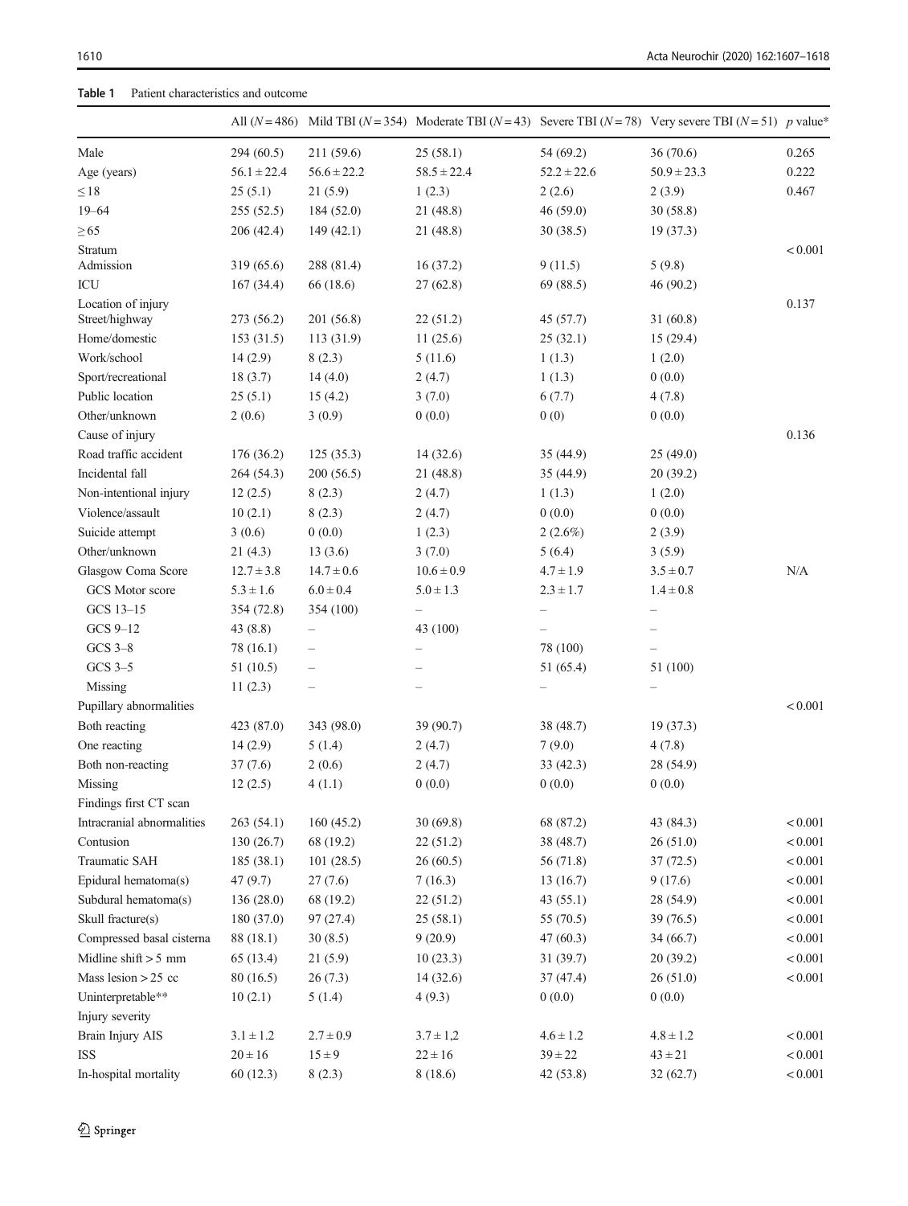**Table 1** Patient characteristics and outcome

| | All (N = 486) | Mild TBI (N = 354) | Moderate TBI (N = 43) | Severe TBI (N = 78) | Very severe TBI (N = 51) | p value* |
|---|---|---|---|---|---|---|
| Male | 294 (60.5) | 211 (59.6) | 25 (58.1) | 54 (69.2) | 36 (70.6) | 0.265 |
| Age (years) | 56.1 ± 22.4 | 56.6 ± 22.2 | 58.5 ± 22.4 | 52.2 ± 22.6 | 50.9 ± 23.3 | 0.222 |
| ≤ 18 | 25 (5.1) | 21 (5.9) | 1 (2.3) | 2 (2.6) | 2 (3.9) | 0.467 |
| 19–64 | 255 (52.5) | 184 (52.0) | 21 (48.8) | 46 (59.0) | 30 (58.8) | |
| ≥ 65 | 206 (42.4) | 149 (42.1) | 21 (48.8) | 30 (38.5) | 19 (37.3) | |
| Stratum | | | | | | < 0.001 |
| Admission | 319 (65.6) | 288 (81.4) | 16 (37.2) | 9 (11.5) | 5 (9.8) | |
| ICU | 167 (34.4) | 66 (18.6) | 27 (62.8) | 69 (88.5) | 46 (90.2) | |
| Location of injury | | | | | | 0.137 |
| Street/highway | 273 (56.2) | 201 (56.8) | 22 (51.2) | 45 (57.7) | 31 (60.8) | |
| Home/domestic | 153 (31.5) | 113 (31.9) | 11 (25.6) | 25 (32.1) | 15 (29.4) | |
| Work/school | 14 (2.9) | 8 (2.3) | 5 (11.6) | 1 (1.3) | 1 (2.0) | |
| Sport/recreational | 18 (3.7) | 14 (4.0) | 2 (4.7) | 1 (1.3) | 0 (0.0) | |
| Public location | 25 (5.1) | 15 (4.2) | 3 (7.0) | 6 (7.7) | 4 (7.8) | |
| Other/unknown | 2 (0.6) | 3 (0.9) | 0 (0.0) | 0 (0) | 0 (0.0) | |
| Cause of injury | | | | | | 0.136 |
| Road traffic accident | 176 (36.2) | 125 (35.3) | 14 (32.6) | 35 (44.9) | 25 (49.0) | |
| Incidental fall | 264 (54.3) | 200 (56.5) | 21 (48.8) | 35 (44.9) | 20 (39.2) | |
| Non-intentional injury | 12 (2.5) | 8 (2.3) | 2 (4.7) | 1 (1.3) | 1 (2.0) | |
| Violence/assault | 10 (2.1) | 8 (2.3) | 2 (4.7) | 0 (0.0) | 0 (0.0) | |
| Suicide attempt | 3 (0.6) | 0 (0.0) | 1 (2.3) | 2 (2.6%) | 2 (3.9) | |
| Other/unknown | 21 (4.3) | 13 (3.6) | 3 (7.0) | 5 (6.4) | 3 (5.9) | |
| Glasgow Coma Score | 12.7 ± 3.8 | 14.7 ± 0.6 | 10.6 ± 0.9 | 4.7 ± 1.9 | 3.5 ± 0.7 | N/A |
| GCS Motor score | 5.3 ± 1.6 | 6.0 ± 0.4 | 5.0 ± 1.3 | 2.3 ± 1.7 | 1.4 ± 0.8 | |
| GCS 13–15 | 354 (72.8) | 354 (100) | – | – | – | |
| GCS 9–12 | 43 (8.8) | – | 43 (100) | – | – | |
| GCS 3–8 | 78 (16.1) | – | – | 78 (100) | – | |
| GCS 3–5 | 51 (10.5) | – | – | 51 (65.4) | 51 (100) | |
| Missing | 11 (2.3) | – | – | – | – | |
| Pupillary abnormalities | | | | | | < 0.001 |
| Both reacting | 423 (87.0) | 343 (98.0) | 39 (90.7) | 38 (48.7) | 19 (37.3) | |
| One reacting | 14 (2.9) | 5 (1.4) | 2 (4.7) | 7 (9.0) | 4 (7.8) | |
| Both non-reacting | 37 (7.6) | 2 (0.6) | 2 (4.7) | 33 (42.3) | 28 (54.9) | |
| Missing | 12 (2.5) | 4 (1.1) | 0 (0.0) | 0 (0.0) | 0 (0.0) | |
| Findings first CT scan | | | | | | |
| Intracranial abnormalities | 263 (54.1) | 160 (45.2) | 30 (69.8) | 68 (87.2) | 43 (84.3) | < 0.001 |
| Contusion | 130 (26.7) | 68 (19.2) | 22 (51.2) | 38 (48.7) | 26 (51.0) | < 0.001 |
| Traumatic SAH | 185 (38.1) | 101 (28.5) | 26 (60.5) | 56 (71.8) | 37 (72.5) | < 0.001 |
| Epidural hematoma(s) | 47 (9.7) | 27 (7.6) | 7 (16.3) | 13 (16.7) | 9 (17.6) | < 0.001 |
| Subdural hematoma(s) | 136 (28.0) | 68 (19.2) | 22 (51.2) | 43 (55.1) | 28 (54.9) | < 0.001 |
| Skull fracture(s) | 180 (37.0) | 97 (27.4) | 25 (58.1) | 55 (70.5) | 39 (76.5) | < 0.001 |
| Compressed basal cisterna | 88 (18.1) | 30 (8.5) | 9 (20.9) | 47 (60.3) | 34 (66.7) | < 0.001 |
| Midline shift > 5 mm | 65 (13.4) | 21 (5.9) | 10 (23.3) | 31 (39.7) | 20 (39.2) | < 0.001 |
| Mass lesion > 25 cc | 80 (16.5) | 26 (7.3) | 14 (32.6) | 37 (47.4) | 26 (51.0) | < 0.001 |
| Uninterpretable** | 10 (2.1) | 5 (1.4) | 4 (9.3) | 0 (0.0) | 0 (0.0) | |
| Injury severity | | | | | | |
| Brain Injury AIS | 3.1 ± 1.2 | 2.7 ± 0.9 | 3.7 ± 1,2 | 4.6 ± 1.2 | 4.8 ± 1.2 | < 0.001 |
| ISS | 20 ± 16 | 15 ± 9 | 22 ± 16 | 39 ± 22 | 43 ± 21 | < 0.001 |
| In-hospital mortality | 60 (12.3) | 8 (2.3) | 8 (18.6) | 42 (53.8) | 32 (62.7) | < 0.001 |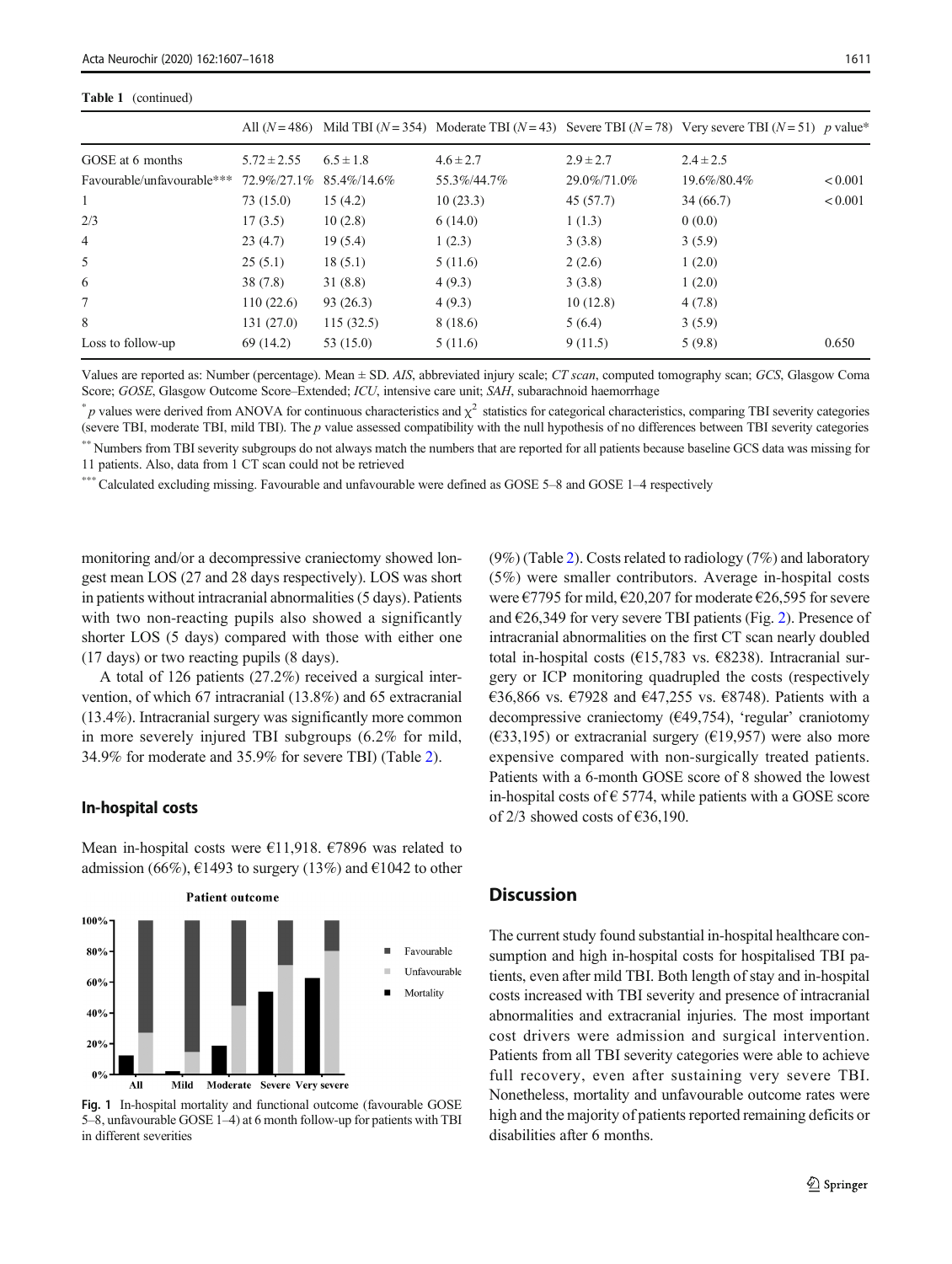**Table 1** (continued)

| | All ($N = 486$) | Mild TBI ($N = 354$) | Moderate TBI ($N = 43$) | Severe TBI ($N = 78$) | Very severe TBI ($N = 51$) | *p* value* |
|---|---|---|---|---|---|---|
| GOSE at 6 months | 5.72 ± 2.55 | 6.5 ± 1.8 | 4.6 ± 2.7 | 2.9 ± 2.7 | 2.4 ± 2.5 | |
| Favourable/unfavourable*** | 72.9%/27.1% | 85.4%/14.6% | 55.3%/44.7% | 29.0%/71.0% | 19.6%/80.4% | < 0.001 |
| 1 | 73 (15.0) | 15 (4.2) | 10 (23.3) | 45 (57.7) | 34 (66.7) | < 0.001 |
| 2/3 | 17 (3.5) | 10 (2.8) | 6 (14.0) | 1 (1.3) | 0 (0.0) | |
| 4 | 23 (4.7) | 19 (5.4) | 1 (2.3) | 3 (3.8) | 3 (5.9) | |
| 5 | 25 (5.1) | 18 (5.1) | 5 (11.6) | 2 (2.6) | 1 (2.0) | |
| 6 | 38 (7.8) | 31 (8.8) | 4 (9.3) | 3 (3.8) | 1 (2.0) | |
| 7 | 110 (22.6) | 93 (26.3) | 4 (9.3) | 10 (12.8) | 4 (7.8) | |
| 8 | 131 (27.0) | 115 (32.5) | 8 (18.6) | 5 (6.4) | 3 (5.9) | |
| Loss to follow-up | 69 (14.2) | 53 (15.0) | 5 (11.6) | 9 (11.5) | 5 (9.8) | 0.650 |

Values are reported as: Number (percentage). Mean ± SD. *AIS*, abbreviated injury scale; *CT scan*, computed tomography scan; *GCS*, Glasgow Coma Score; *GOSE*, Glasgow Outcome Score–Extended; *ICU*, intensive care unit; *SAH*, subarachnoid haemorrhage

\* *p* values were derived from ANOVA for continuous characteristics and $\chi^2$ statistics for categorical characteristics, comparing TBI severity categories (severe TBI, moderate TBI, mild TBI). The *p* value assessed compatibility with the null hypothesis of no differences between TBI severity categories

\*\* Numbers from TBI severity subgroups do not always match the numbers that are reported for all patients because baseline GCS data was missing for 11 patients. Also, data from 1 CT scan could not be retrieved

\*\*\* Calculated excluding missing. Favourable and unfavourable were defined as GOSE 5–8 and GOSE 1–4 respectively

monitoring and/or a decompressive craniectomy showed longest mean LOS (27 and 28 days respectively). LOS was short in patients without intracranial abnormalities (5 days). Patients with two non-reacting pupils also showed a significantly shorter LOS (5 days) compared with those with either one (17 days) or two reacting pupils (8 days).

A total of 126 patients (27.2%) received a surgical intervention, of which 67 intracranial (13.8%) and 65 extracranial (13.4%). Intracranial surgery was significantly more common in more severely injured TBI subgroups (6.2% for mild, 34.9% for moderate and 35.9% for severe TBI) (Table 2).

### In-hospital costs

Mean in-hospital costs were €11,918. €7896 was related to admission (66%), €1493 to surgery (13%) and €1042 to other (9%) (Table 2). Costs related to radiology (7%) and laboratory (5%) were smaller contributors. Average in-hospital costs were €7795 for mild, €20,207 for moderate €26,595 for severe and €26,349 for very severe TBI patients (Fig. 2). Presence of intracranial abnormalities on the first CT scan nearly doubled total in-hospital costs (€15,783 vs. €8238). Intracranial surgery or ICP monitoring quadrupled the costs (respectively €36,866 vs. €7928 and €47,255 vs. €8748). Patients with a decompressive craniectomy (€49,754), 'regular' craniotomy (€33,195) or extracranial surgery (€19,957) were also more expensive compared with non-surgically treated patients. Patients with a 6-month GOSE score of 8 showed the lowest in-hospital costs of € 5774, while patients with a GOSE score of 2/3 showed costs of €36,190.

**Fig. 1** In-hospital mortality and functional outcome (favourable GOSE 5–8, unfavourable GOSE 1–4) at 6 month follow-up for patients with TBI in different severities

## Discussion

The current study found substantial in-hospital healthcare consumption and high in-hospital costs for hospitalised TBI patients, even after mild TBI. Both length of stay and in-hospital costs increased with TBI severity and presence of intracranial abnormalities and extracranial injuries. The most important cost drivers were admission and surgical intervention. Patients from all TBI severity categories were able to achieve full recovery, even after sustaining very severe TBI. Nonetheless, mortality and unfavourable outcome rates were high and the majority of patients reported remaining deficits or disabilities after 6 months.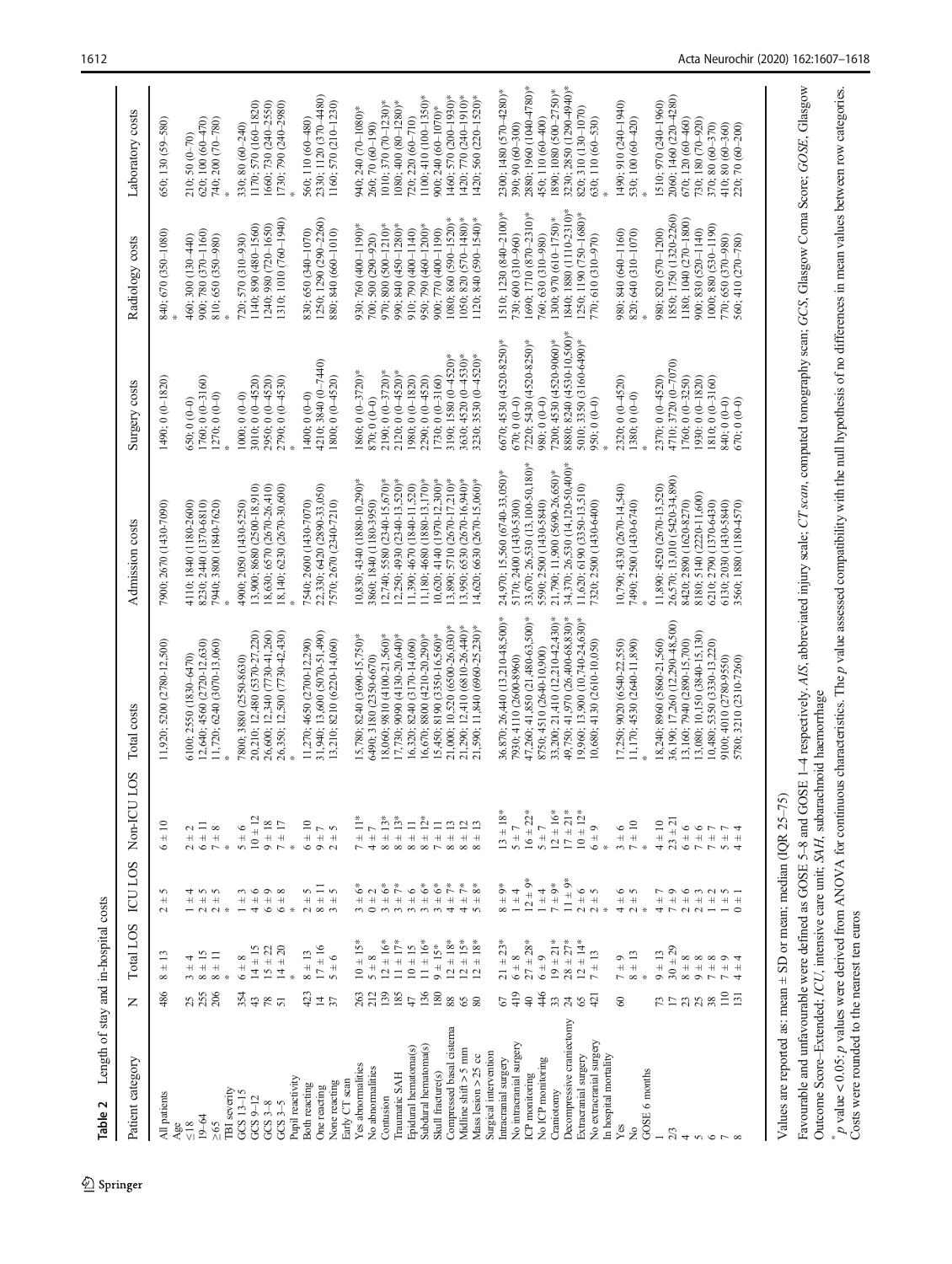**Table 2** Length of stay and in-hospital costs

| Patient category | N | Total LOS | ICU LOS | Non-ICU LOS | Total costs | Admission costs | Surgery costs | Radiology costs | Laboratory costs |
|---|---|---|---|---|---|---|---|---|---|
| All patients | 486 | 8 ± 13 | 2 ± 5 | 6 ± 10 | 11,920; 5200 (2780–12,500) | 7900; 2670 (1430–7090) | 1490; 0 (0–1820) | 840; 670 (350–1080) | 650; 130 (59–580) |
| Age | | | | | | | | * | |
| ≤18 | 25 | 3 ± 4 | 1 ± 4 | 2 ± 2 | 6100; 2550 (1830–6470) | 4110; 1840 (1180–2600) | 650; 0 (0–0) | 460; 300 (130–440) | 210; 50 (0–70) |
| 19–64 | 255 | 8 ± 15 | 2 ± 5 | 6 ± 11 | 12,640; 4560 (2720–12,630) | 8230; 2440 (1370–6810) | 1760; 0 (0–3160) | 900; 780 (370–1160) | 620; 100 (60–470) |
| ≥65 | 206 | 8 ± 11 | 2 ± 5 | 7 ± 8 | 11,720; 6240 (3070–13,060) | 7940; 3800 (1840–7620) | 1270; 0 (0–0) | 810; 650 (350–980) | 740; 200 (70–780) |
| | | * | | * | | | * | * | * |
| TBI severity | | | | | | | | | |
| GCS 13–15 | 354 | 6 ± 8 | 1 ± 3 | 5 ± 6 | 7800; 3880 (2550-8630) | 4900; 2050 (1430-5250) | 1000; 0 (0–0) | 720; 570 (310–930) | 330; 80 (60–240) |
| GCS 9–12 | 43 | 14 ± 15 | 4 ± 6 | 10 ± 12 | 20,210; 12,480 (5370–27,220) | 13,900; 8680 (2500–18,910) | 3010; 0 (0–4520) | 1140; 890 (480–1560) | 1170; 570 (160–1820) |
| GCS 3–8 | 78 | 15 ± 22 | 6 ± 9 | 9 ± 18 | 26,600; 12,340 (7730–41,260) | 18,630; 6570 (2670–26,410) | 2950; 0 (0–4520) | 1240; 980 (720–1650) | 1660; 730 (240–2550) |
| GCS 3–5 | 51 | 14 ± 20 | 6 ± 8 | 7 ± 17 | 26,350; 12,500 (7730–42,430) | 18,140; 6230 (2670–30,600) | 2790; 0 (0–4530) | 1310; 1010 (760–1940) | 1730; 790 (240–2980) |
| | | * | | * | * | | * | | |
| Pupil reactivity | | | | | | | | | |
| Both reacting | 423 | 8 ± 13 | 2 ± 5 | 6 ± 10 | 11,270; 4650 (2700-12,290) | 7540; 2600 (1430-7070) | 1400; 0 (0–0) | 830; 650 (340–1070) | 560; 110 (60–480) |
| One reacting | 14 | 17 ± 16 | 8 ± 11 | 9 ± 7 | 31,940; 13,600 (5070-51,490) | 22,330; 6420 (2890-33,050) | 4210; 3840 (0–7440) | 1250; 1290 (290–2260) | 2330; 1120 (370–4480) |
| None reacting | 37 | 5 ± 6 | 3 ± 5 | 2 ± 5 | 13,210; 8210 (6220-14,060) | 7570; 2670 (2340-7210) | 1800; 0 (0–4520) | 880; 840 (660–1010) | 1160; 570 (210–1230) |
| | | * | | | * | | | | * |
| Early CT scan | | | | | | | | | |
| Yes abnormalities | 263 | 10 ± 15* | 3 ± 6* | 7 ± 11* | 15,780; 8240 (3690–15,750)* | 10,830; 4340 (1880–10,290)* | 1860; 0 (0–3720)* | 930; 760 (400–1190)* | 940; 240 (70–1080)* |
| No abnormalities | 212 | 5 ± 8 | 0 ± 2 | 4 ± 7 | 6490; 3180 (2350-6670) | 3860; 1840 (1180–3950) | 870; 0 (0–0) | 700; 500 (290–920) | 260; 70 (60–190) |
| Contusion | 139 | 12 ± 16* | 3 ± 6* | 8 ± 13* | 18,060; 9810 (4100-21,560)* | 12,740; 5580 (2340-15,670)* | 2190; 0 (0–3720)* | 970; 800 (500–1210)* | 1010; 370 (70–1230)* |
| Traumatic SAH | 185 | 11 ± 17* | 3 ± 7* | 8 ± 13* | 17,730; 9090 (4130–20,640)* | 12,250; 4930 (2340-13,520)* | 2120; 0 (0–4520)* | 990; 840 (450–1280)* | 1080; 400 (80–1280)* |
| Epidural hematoma(s) | 47 | 10 ± 15 | 3 ± 6 | 8 ± 11 | 16,320; 8240 (3170–14,060) | 11,390; 4670 (1840–11,520) | 1980; 0 (0–1820) | 910; 790 (400–1140) | 720; 220 (60–710) |
| Subdural hematoma(s) | 136 | 11 ± 16* | 3 ± 6* | 8 ± 12* | 16,670; 8800 (4210–20,290)* | 11,180; 4680 (1880–13,170)* | 2290; 0 (0–4520) | 950; 790 (460–1200)* | 1100; 410 (100–1350)* |
| Skull fracture(s) | 180 | 9 ± 15* | 3 ± 6* | 7 ± 11 | 15,450; 8190 (3350-16,560)* | 10,620; 4140 (1970–12,300)* | 1730; 0 (0–3160) | 900; 770 (400–1190) | 900; 240 (60–1070)* |
| Compressed basal cisterna | 88 | 12 ± 18* | 4 ± 7* | 8 ± 13 | 21,000; 10,520 (6500-26,030)* | 13,890; 5710 (2670–17,210)* | 3190; 1580 (0–4520)* | 1080; 860 (590–1520)* | 1460; 570 (200–1930)* |
| Midline shift > 5 mm | 65 | 12 ± 15* | 4 ± 7* | 8 ± 12 | 21,290; 12,410 (6810–26,440)* | 13,950; 6530 (2670–16,940)* | 3630; 4520 (0–4530)* | 1050; 820 (570–1480)* | 1420; 770 (240–1910)* |
| Mass lesion > 25 cc | 80 | 12 ± 18* | 5 ± 8* | 8 ± 13 | 21,590; 11,840 (6960-25,230)* | 14,620; 6630 (2670–15,060)* | 3230; 3530 (0–4520)* | 1120; 840 (590–1540)* | 1420; 560 (220–1520)* |
| Surgical intervention | | | | | | | | | |
| Intracranial surgery | 67 | 21 ± 23* | 8 ± 9* | 13 ± 18* | 36,870; 26,440 (13,210-48,500)* | 24,970; 15,560 (6740-33,050)* | 6670; 4530 (4520-8250)* | 1510; 1230 (840–2100)* | 2300; 1480 (570–4280)* |
| No intracranial surgery | 419 | 6 ± 8 | 1 ± 4 | 5 ± 7 | 7930; 4110 (2600-8960) | 5170; 2400 (1430-5300) | 670; 0 (0–0) | 730; 600 (310–960) | 390; 90 (60–310) |
| ICP monitoring | 40 | 27 ± 28* | 12 ± 9* | 16 ± 22* | 47,260; 41,850 (21,480-63,500)* | 33,670; 26,530 (13,100-50,180)* | 7220; 5430 (4520-8250)* | 1690; 1710 (870–2310)* | 2880; 1960 (1040–4780)* |
| No ICP monitoring | 446 | 6 ± 9 | 1 ± 4 | 5 ± 7 | 8750; 4510 (2640-10,900) | 5590; 2500 (1430-5840) | 980; 0 (0–0) | 760; 630 (310–980) | 450; 110 (60–400) |
| Craniotomy | 33 | 19 ± 21* | 7 ± 9* | 12 ± 16* | 33,200; 21,410 (12,210-42,430)* | 21,790; 11,900 (5690-26,650)* | 7200; 4530 (4520-9060)* | 1300; 970 (610–1750)* | 1890; 1080 (500–2750)* |
| Decompressive craniectomy | 24 | 28 ± 27* | 11 ± 9* | 17 ± 21* | 49,750; 41,970 (26,400-68,830)* | 34,370; 26,530 (14,120-50,400)* | 8880; 8240 (4530-10,500)* | 1840; 1880 (1110–2310)* | 3230; 2850 (1290-4940)* |
| Extracranial surgery | 65 | 12 ± 14* | 2 ± 6 | 10 ± 12* | 19,960; 13,900 (10,740-24,630)* | 11,620; 6190 (3350-13,510) | 5010; 3350 (3160-6490)* | 1250; 1190 (750–1680)* | 820; 310 (130–1070) |
| No extracranial surgery | 421 | 7 ± 13 | 2 ± 5 | 6 ± 9 | 10,680; 4130 (2610-10,050) | 7320; 2500 (1430-6400) | 950; 0 (0–0) | 770; 610 (310–970) | 630; 110 (60–530) |
| | | | | | | | * | | * |
| In hospital mortality | | | | | | | | | |
| Yes | 60 | 7 ± 9 | 4 ± 6 | 3 ± 6 | 17,250; 9020 (6540-22,550) | 10,790; 4330 (2670-14,540) | 2320; 0 (0–4520) | 980; 840 (460–1160) | 1490; 910 (240–1940) |
| No | | 8 ± 13 | 2 ± 5 | 7 ± 10 | 11,170; 4530 (2640-11,890) | 7490; 2500 (1430-6740) | 1380; 0 (0–0) | 820; 640 (310–1070) | 530; 100 (60–420) |
| | | * | * | | * | | * | | * |
| GOSE 6 months | | | | | | | | | |
| 1 | 73 | 9 ± 13 | 4 ± 7 | 4 ± 10 | 18,240; 8960 (5860-21,560) | 11,890; 4520 (2670-13,520) | 2370; 0 (0–4520) | 980; 820 (570–1200) | 1510; 970 (240–1960) |
| 2/3 | 17 | 30 ± 29 | 7 ± 9 | 23 ± 21 | 36,190; 17,260 (12,290-48,500) | 26,570; 13,010 (5420-34,890) | 4710; 3720 (0–7070) | 1850; 1750 (1320-2260) | 2060; 1460 (220–4280) |
| 4 | 23 | 8 ± 8 | 2 ± 6 | 6 ± 6 | 13,160; 7940 (2890-15,700) | 8420; 2890 (1620-8270) | 1760; 0 (0–3250) | 1180; 1040 (270–1800) | 670; 120 (60–460) |
| 5 | 25 | 9 ± 8 | 2 ± 3 | 7 ± 6 | 13,080; 10,150 (3840-15,130) | 8180; 5140 (2220-11,600) | 1930; 0 (0–1820) | 900; 830 (520–1140) | 730; 180 (70–920) |
| 6 | 38 | 7 ± 8 | 1 ± 2 | 7 ± 7 | 10,480; 5350 (3330-13,220) | 6210; 2790 (1370-6430) | 1810; 0 (0–3160) | 1000; 880 (530–1190) | 370; 80 (60–370) |
| 7 | 110 | 7 ± 9 | 1 ± 5 | 5 ± 7 | 9100; 4010 (2780-9550) | 6130; 2030 (1430-5840) | 840; 0 (0–0) | 770; 650 (370–980) | 410; 80 (60–360) |
| 8 | 131 | 4 ± 4 | 0 ± 1 | 4 ± 4 | 5780; 3210 (2310-7260) | 3560; 1880 (1180-4570) | 670; 0 (0–0) | 560; 410 (270–780) | 220; 70 (60–200) |

Values are reported as: mean ± SD or mean; median (IQR 25–75)

Favourable and unfavourable were defined as GOSE 5–8 and GOSE 1–4 respectively. *AIS*, abbreviated injury scale; *CT scan*, computed tomography scan; *GCS*, Glasgow Coma Score; *GOSE*, Glasgow Outcome Score–Extended; *ICU*, intensive care unit; *SAH*, subarachnoid haemorrhage

\* $p$ value < 0.05; $p$ values were derived from ANOVA for continuous characteristics. The $p$ value assessed compatibility with the null hypothesis of no differences in mean values between row categories. Costs were rounded to the nearest ten euros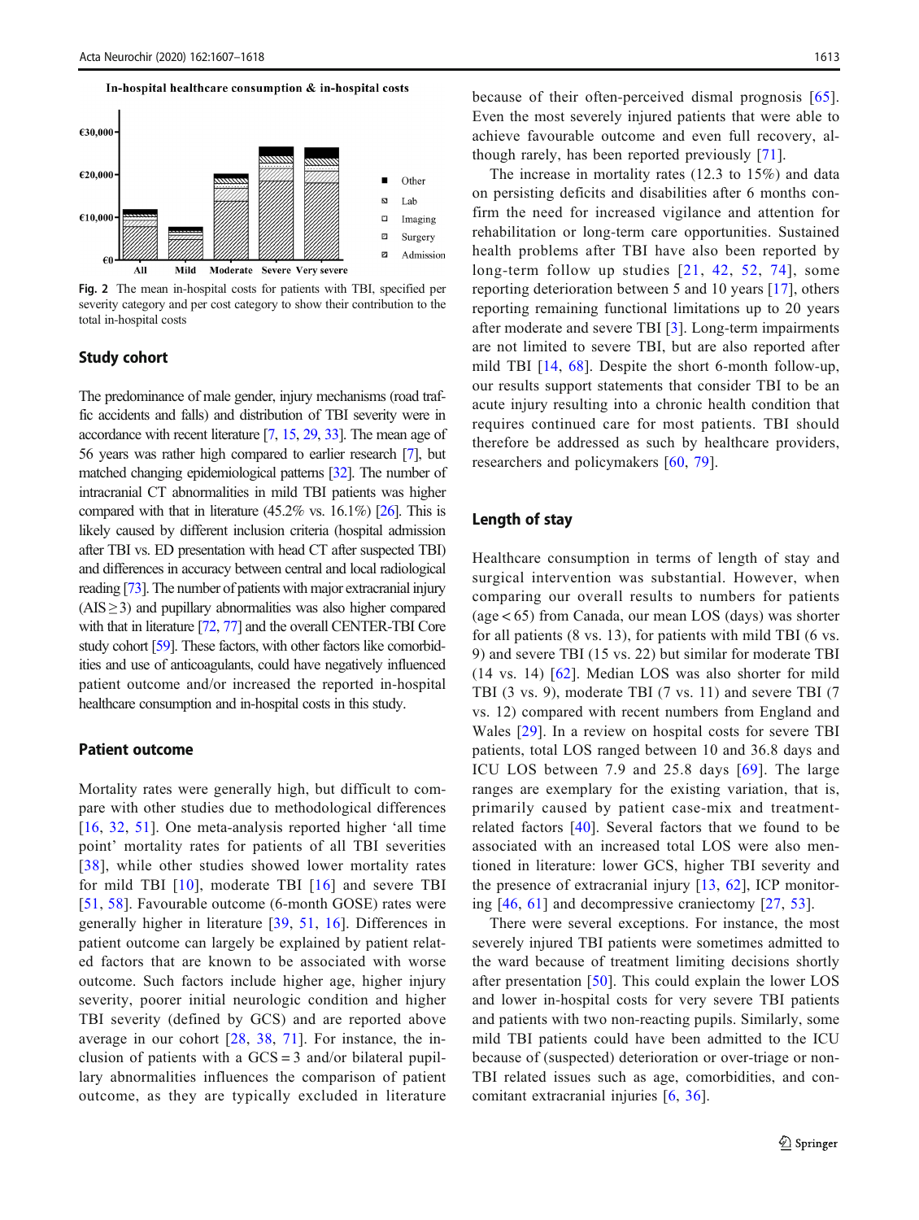In-hospital healthcare consumption & in-hospital costs

Fig. 2 The mean in-hospital costs for patients with TBI, specified per severity category and per cost category to show their contribution to the total in-hospital costs

## Study cohort

The predominance of male gender, injury mechanisms (road traffic accidents and falls) and distribution of TBI severity were in accordance with recent literature [7, 15, 29, 33]. The mean age of 56 years was rather high compared to earlier research [7], but matched changing epidemiological patterns [32]. The number of intracranial CT abnormalities in mild TBI patients was higher compared with that in literature (45.2% vs. 16.1%) [26]. This is likely caused by different inclusion criteria (hospital admission after TBI vs. ED presentation with head CT after suspected TBI) and differences in accuracy between central and local radiological reading [73]. The number of patients with major extracranial injury (AIS ≥ 3) and pupillary abnormalities was also higher compared with that in literature [72, 77] and the overall CENTER-TBI Core study cohort [59]. These factors, with other factors like comorbidities and use of anticoagulants, could have negatively influenced patient outcome and/or increased the reported in-hospital healthcare consumption and in-hospital costs in this study.

## Patient outcome

Mortality rates were generally high, but difficult to compare with other studies due to methodological differences [16, 32, 51]. One meta-analysis reported higher 'all time point' mortality rates for patients of all TBI severities [38], while other studies showed lower mortality rates for mild TBI [10], moderate TBI [16] and severe TBI [51, 58]. Favourable outcome (6-month GOSE) rates were generally higher in literature [39, 51, 16]. Differences in patient outcome can largely be explained by patient related factors that are known to be associated with worse outcome. Such factors include higher age, higher injury severity, poorer initial neurologic condition and higher TBI severity (defined by GCS) and are reported above average in our cohort [28, 38, 71]. For instance, the inclusion of patients with a GCS = 3 and/or bilateral pupillary abnormalities influences the comparison of patient outcome, as they are typically excluded in literature because of their often-perceived dismal prognosis [65]. Even the most severely injured patients that were able to achieve favourable outcome and even full recovery, although rarely, has been reported previously [71].

The increase in mortality rates (12.3 to 15%) and data on persisting deficits and disabilities after 6 months confirm the need for increased vigilance and attention for rehabilitation or long-term care opportunities. Sustained health problems after TBI have also been reported by long-term follow up studies [21, 42, 52, 74], some reporting deterioration between 5 and 10 years [17], others reporting remaining functional limitations up to 20 years after moderate and severe TBI [3]. Long-term impairments are not limited to severe TBI, but are also reported after mild TBI [14, 68]. Despite the short 6-month follow-up, our results support statements that consider TBI to be an acute injury resulting into a chronic health condition that requires continued care for most patients. TBI should therefore be addressed as such by healthcare providers, researchers and policymakers [60, 79].

## Length of stay

Healthcare consumption in terms of length of stay and surgical intervention was substantial. However, when comparing our overall results to numbers for patients (age < 65) from Canada, our mean LOS (days) was shorter for all patients (8 vs. 13), for patients with mild TBI (6 vs. 9) and severe TBI (15 vs. 22) but similar for moderate TBI (14 vs. 14) [62]. Median LOS was also shorter for mild TBI (3 vs. 9), moderate TBI (7 vs. 11) and severe TBI (7 vs. 12) compared with recent numbers from England and Wales [29]. In a review on hospital costs for severe TBI patients, total LOS ranged between 10 and 36.8 days and ICU LOS between 7.9 and 25.8 days [69]. The large ranges are exemplary for the existing variation, that is, primarily caused by patient case-mix and treatment-related factors [40]. Several factors that we found to be associated with an increased total LOS were also mentioned in literature: lower GCS, higher TBI severity and the presence of extracranial injury [13, 62], ICP monitoring [46, 61] and decompressive craniectomy [27, 53].

There were several exceptions. For instance, the most severely injured TBI patients were sometimes admitted to the ward because of treatment limiting decisions shortly after presentation [50]. This could explain the lower LOS and lower in-hospital costs for very severe TBI patients and patients with two non-reacting pupils. Similarly, some mild TBI patients could have been admitted to the ICU because of (suspected) deterioration or over-triage or non-TBI related issues such as age, comorbidities, and concomitant extracranial injuries [6, 36].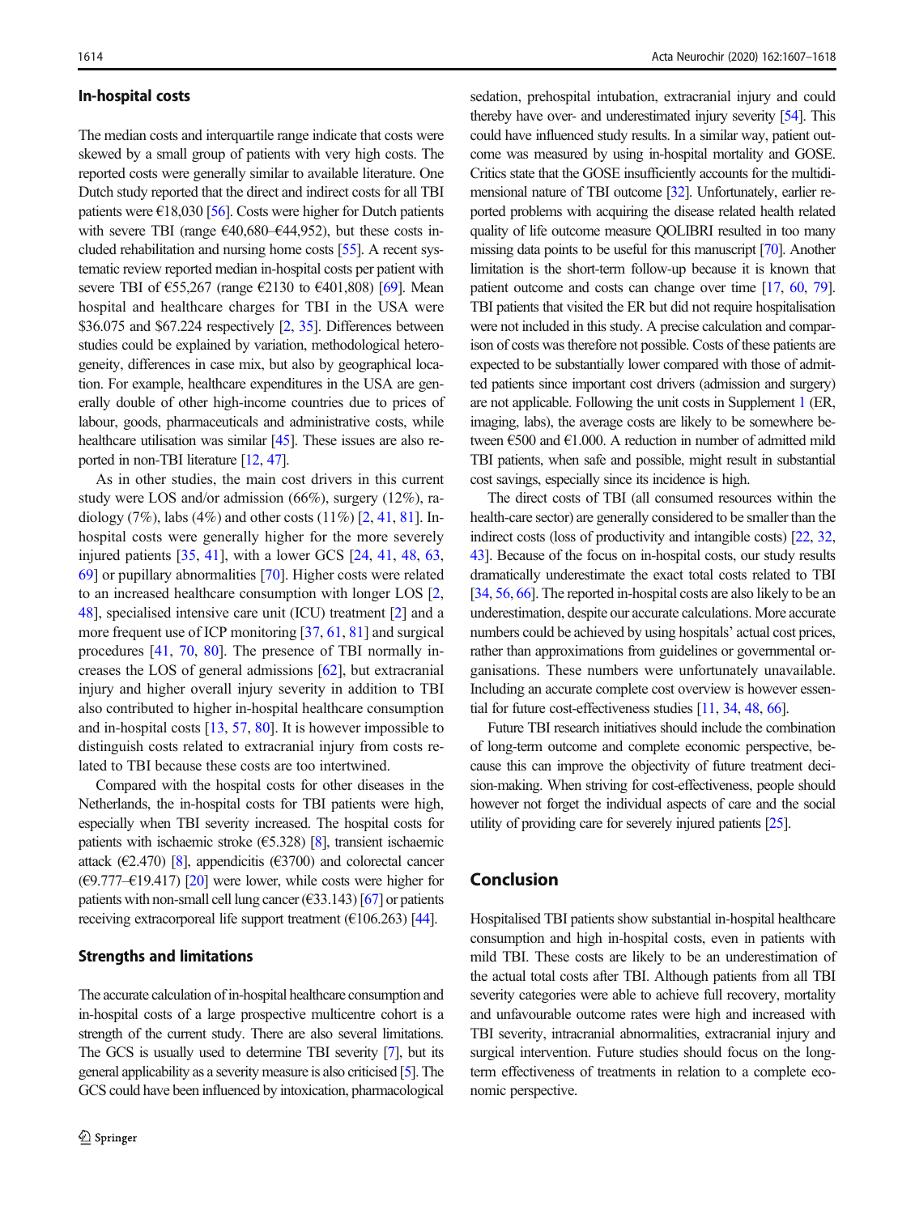### In-hospital costs

The median costs and interquartile range indicate that costs were skewed by a small group of patients with very high costs. The reported costs were generally similar to available literature. One Dutch study reported that the direct and indirect costs for all TBI patients were €18,030 [56]. Costs were higher for Dutch patients with severe TBI (range €40,680–€44,952), but these costs included rehabilitation and nursing home costs [55]. A recent systematic review reported median in-hospital costs per patient with severe TBI of €55,267 (range €2130 to €401,808) [69]. Mean hospital and healthcare charges for TBI in the USA were $36.075 and $67.224 respectively [2, 35]. Differences between studies could be explained by variation, methodological heterogeneity, differences in case mix, but also by geographical location. For example, healthcare expenditures in the USA are generally double of other high-income countries due to prices of labour, goods, pharmaceuticals and administrative costs, while healthcare utilisation was similar [45]. These issues are also reported in non-TBI literature [12, 47].

As in other studies, the main cost drivers in this current study were LOS and/or admission (66%), surgery (12%), radiology (7%), labs (4%) and other costs (11%) [2, 41, 81]. In-hospital costs were generally higher for the more severely injured patients [35, 41], with a lower GCS [24, 41, 48, 63, 69] or pupillary abnormalities [70]. Higher costs were related to an increased healthcare consumption with longer LOS [2, 48], specialised intensive care unit (ICU) treatment [2] and a more frequent use of ICP monitoring [37, 61, 81] and surgical procedures [41, 70, 80]. The presence of TBI normally increases the LOS of general admissions [62], but extracranial injury and higher overall injury severity in addition to TBI also contributed to higher in-hospital healthcare consumption and in-hospital costs [13, 57, 80]. It is however impossible to distinguish costs related to extracranial injury from costs related to TBI because these costs are too intertwined.

Compared with the hospital costs for other diseases in the Netherlands, the in-hospital costs for TBI patients were high, especially when TBI severity increased. The hospital costs for patients with ischaemic stroke (€5.328) [8], transient ischaemic attack (€2.470) [8], appendicitis (€3700) and colorectal cancer (€9.777–€19.417) [20] were lower, while costs were higher for patients with non-small cell lung cancer (€33.143) [67] or patients receiving extracorporeal life support treatment (€106.263) [44].

### Strengths and limitations

The accurate calculation of in-hospital healthcare consumption and in-hospital costs of a large prospective multicentre cohort is a strength of the current study. There are also several limitations. The GCS is usually used to determine TBI severity [7], but its general applicability as a severity measure is also criticised [5]. The GCS could have been influenced by intoxication, pharmacological sedation, prehospital intubation, extracranial injury and could thereby have over- and underestimated injury severity [54]. This could have influenced study results. In a similar way, patient outcome was measured by using in-hospital mortality and GOSE. Critics state that the GOSE insufficiently accounts for the multidimensional nature of TBI outcome [32]. Unfortunately, earlier reported problems with acquiring the disease related health related quality of life outcome measure QOLIBRI resulted in too many missing data points to be useful for this manuscript [70]. Another limitation is the short-term follow-up because it is known that patient outcome and costs can change over time [17, 60, 79]. TBI patients that visited the ER but did not require hospitalisation were not included in this study. A precise calculation and comparison of costs was therefore not possible. Costs of these patients are expected to be substantially lower compared with those of admitted patients since important cost drivers (admission and surgery) are not applicable. Following the unit costs in Supplement 1 (ER, imaging, labs), the average costs are likely to be somewhere between €500 and €1.000. A reduction in number of admitted mild TBI patients, when safe and possible, might result in substantial cost savings, especially since its incidence is high.

The direct costs of TBI (all consumed resources within the health-care sector) are generally considered to be smaller than the indirect costs (loss of productivity and intangible costs) [22, 32, 43]. Because of the focus on in-hospital costs, our study results dramatically underestimate the exact total costs related to TBI [34, 56, 66]. The reported in-hospital costs are also likely to be an underestimation, despite our accurate calculations. More accurate numbers could be achieved by using hospitals' actual cost prices, rather than approximations from guidelines or governmental organisations. These numbers were unfortunately unavailable. Including an accurate complete cost overview is however essential for future cost-effectiveness studies [11, 34, 48, 66].

Future TBI research initiatives should include the combination of long-term outcome and complete economic perspective, because this can improve the objectivity of future treatment decision-making. When striving for cost-effectiveness, people should however not forget the individual aspects of care and the social utility of providing care for severely injured patients [25].

## Conclusion

Hospitalised TBI patients show substantial in-hospital healthcare consumption and high in-hospital costs, even in patients with mild TBI. These costs are likely to be an underestimation of the actual total costs after TBI. Although patients from all TBI severity categories were able to achieve full recovery, mortality and unfavourable outcome rates were high and increased with TBI severity, intracranial abnormalities, extracranial injury and surgical intervention. Future studies should focus on the long-term effectiveness of treatments in relation to a complete economic perspective.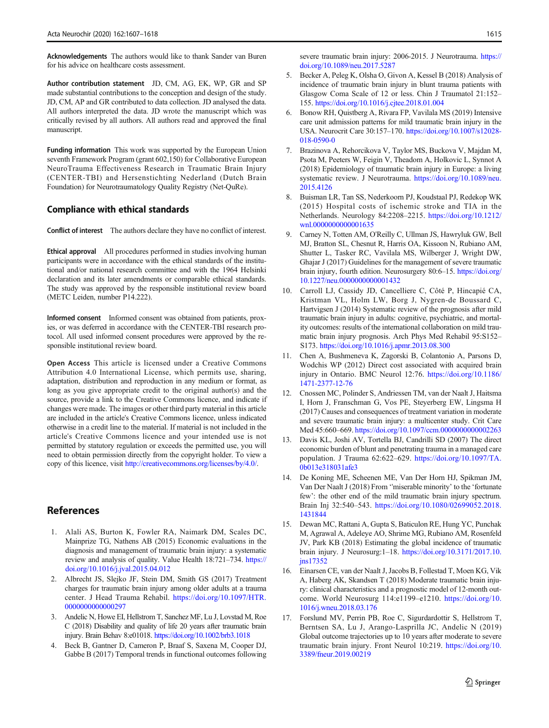**Acknowledgements** The authors would like to thank Sander van Buren for his advice on healthcare costs assessment.

**Author contribution statement** JD, CM, AG, EK, WP, GR and SP made substantial contributions to the conception and design of the study. JD, CM, AP and GR contributed to data collection. JD analysed the data. All authors interpreted the data. JD wrote the manuscript which was critically revised by all authors. All authors read and approved the final manuscript.

**Funding information** This work was supported by the European Union seventh Framework Program (grant 602,150) for Collaborative European NeuroTrauma Effectiveness Research in Traumatic Brain Injury (CENTER-TBI) and Hersenstichting Nederland (Dutch Brain Foundation) for Neurotraumatology Quality Registry (Net-QuRe).

## Compliance with ethical standards

**Conflict of interest** The authors declare they have no conflict of interest.

**Ethical approval** All procedures performed in studies involving human participants were in accordance with the ethical standards of the institutional and/or national research committee and with the 1964 Helsinki declaration and its later amendments or comparable ethical standards. The study was approved by the responsible institutional review board (METC Leiden, number P14.222).

**Informed consent** Informed consent was obtained from patients, proxies, or was deferred in accordance with the CENTER-TBI research protocol. All used informed consent procedures were approved by the responsible institutional review board.

**Open Access** This article is licensed under a Creative Commons Attribution 4.0 International License, which permits use, sharing, adaptation, distribution and reproduction in any medium or format, as long as you give appropriate credit to the original author(s) and the source, provide a link to the Creative Commons licence, and indicate if changes were made. The images or other third party material in this article are included in the article's Creative Commons licence, unless indicated otherwise in a credit line to the material. If material is not included in the article's Creative Commons licence and your intended use is not permitted by statutory regulation or exceeds the permitted use, you will need to obtain permission directly from the copyright holder. To view a copy of this licence, visit http://creativecommons.org/licenses/by/4.0/.

## References

1. Alali AS, Burton K, Fowler RA, Naimark DM, Scales DC, Mainprize TG, Nathens AB (2015) Economic evaluations in the diagnosis and management of traumatic brain injury: a systematic review and analysis of quality. Value Health 18:721–734. https://doi.org/10.1016/j.jval.2015.04.012
2. Albrecht JS, Slejko JF, Stein DM, Smith GS (2017) Treatment charges for traumatic brain injury among older adults at a trauma center. J Head Trauma Rehabil. https://doi.org/10.1097/HTR.0000000000000297
3. Andelic N, Howe EI, Hellstrom T, Sanchez MF, Lu J, Lovstad M, Roe C (2018) Disability and quality of life 20 years after traumatic brain injury. Brain Behav 8:e01018. https://doi.org/10.1002/brb3.1018
4. Beck B, Gantner D, Cameron P, Braaf S, Saxena M, Cooper DJ, Gabbe B (2017) Temporal trends in functional outcomes following severe traumatic brain injury: 2006-2015. J Neurotrauma. https://doi.org/10.1089/neu.2017.5287
5. Becker A, Peleg K, Olsha O, Givon A, Kessel B (2018) Analysis of incidence of traumatic brain injury in blunt trauma patients with Glasgow Coma Scale of 12 or less. Chin J Traumatol 21:152–155. https://doi.org/10.1016/j.cjtee.2018.01.004
6. Bonow RH, Quistberg A, Rivara FP, Vavilala MS (2019) Intensive care unit admission patterns for mild traumatic brain injury in the USA. Neurocrit Care 30:157–170. https://doi.org/10.1007/s12028-018-0590-0
7. Brazinova A, Rehorcikova V, Taylor MS, Buckova V, Majdan M, Psota M, Peeters W, Feigin V, Theadom A, Holkovic L, Synnot A (2018) Epidemiology of traumatic brain injury in Europe: a living systematic review. J Neurotrauma. https://doi.org/10.1089/neu.2015.4126
8. Buisman LR, Tan SS, Nederkoorn PJ, Koudstaal PJ, Redekop WK (2015) Hospital costs of ischemic stroke and TIA in the Netherlands. Neurology 84:2208–2215. https://doi.org/10.1212/wnl.0000000000001635
9. Carney N, Totten AM, O'Reilly C, Ullman JS, Hawryluk GW, Bell MJ, Bratton SL, Chesnut R, Harris OA, Kissoon N, Rubiano AM, Shutter L, Tasker RC, Vavilala MS, Wilberger J, Wright DW, Ghajar J (2017) Guidelines for the management of severe traumatic brain injury, fourth edition. Neurosurgery 80:6–15. https://doi.org/10.1227/neu.0000000000001432
10. Carroll LJ, Cassidy JD, Cancelliere C, Côté P, Hincapié CA, Kristman VL, Holm LW, Borg J, Nygren-de Boussard C, Hartvigsen J (2014) Systematic review of the prognosis after mild traumatic brain injury in adults: cognitive, psychiatric, and mortality outcomes: results of the international collaboration on mild traumatic brain injury prognosis. Arch Phys Med Rehabil 95:S152–S173. https://doi.org/10.1016/j.apmr.2013.08.300
11. Chen A, Bushmeneva K, Zagorski B, Colantonio A, Parsons D, Wodchis WP (2012) Direct cost associated with acquired brain injury in Ontario. BMC Neurol 12:76. https://doi.org/10.1186/1471-2377-12-76
12. Cnossen MC, Polinder S, Andriessen TM, van der Naalt J, Haitsma I, Horn J, Franschman G, Vos PE, Steyerberg EW, Lingsma H (2017) Causes and consequences of treatment variation in moderate and severe traumatic brain injury: a multicenter study. Crit Care Med 45:660–669. https://doi.org/10.1097/ccm.0000000000002263
13. Davis KL, Joshi AV, Tortella BJ, Candrilli SD (2007) The direct economic burden of blunt and penetrating trauma in a managed care population. J Trauma 62:622–629. https://doi.org/10.1097/TA.0b013e318031afe3
14. De Koning ME, Scheenen ME, Van Der Horn HJ, Spikman JM, Van Der Naalt J (2018) From ''miserable minority' to the 'fortunate few': the other end of the mild traumatic brain injury spectrum. Brain Inj 32:540–543. https://doi.org/10.1080/02699052.2018.1431844
15. Dewan MC, Rattani A, Gupta S, Baticulon RE, Hung YC, Punchak M, Agrawal A, Adeleye AO, Shrime MG, Rubiano AM, Rosenfeld JV, Park KB (2018) Estimating the global incidence of traumatic brain injury. J Neurosurg:1–18. https://doi.org/10.3171/2017.10.jns17352
16. Einarsen CE, van der Naalt J, Jacobs B, Follestad T, Moen KG, Vik A, Haberg AK, Skandsen T (2018) Moderate traumatic brain injury: clinical characteristics and a prognostic model of 12-month outcome. World Neurosurg 114:e1199–e1210. https://doi.org/10.1016/j.wneu.2018.03.176
17. Forslund MV, Perrin PB, Roe C, Sigurdardottir S, Hellstrom T, Berntsen SA, Lu J, Arango-Lasprilla JC, Andelic N (2019) Global outcome trajectories up to 10 years after moderate to severe traumatic brain injury. Front Neurol 10:219. https://doi.org/10.3389/fneur.2019.00219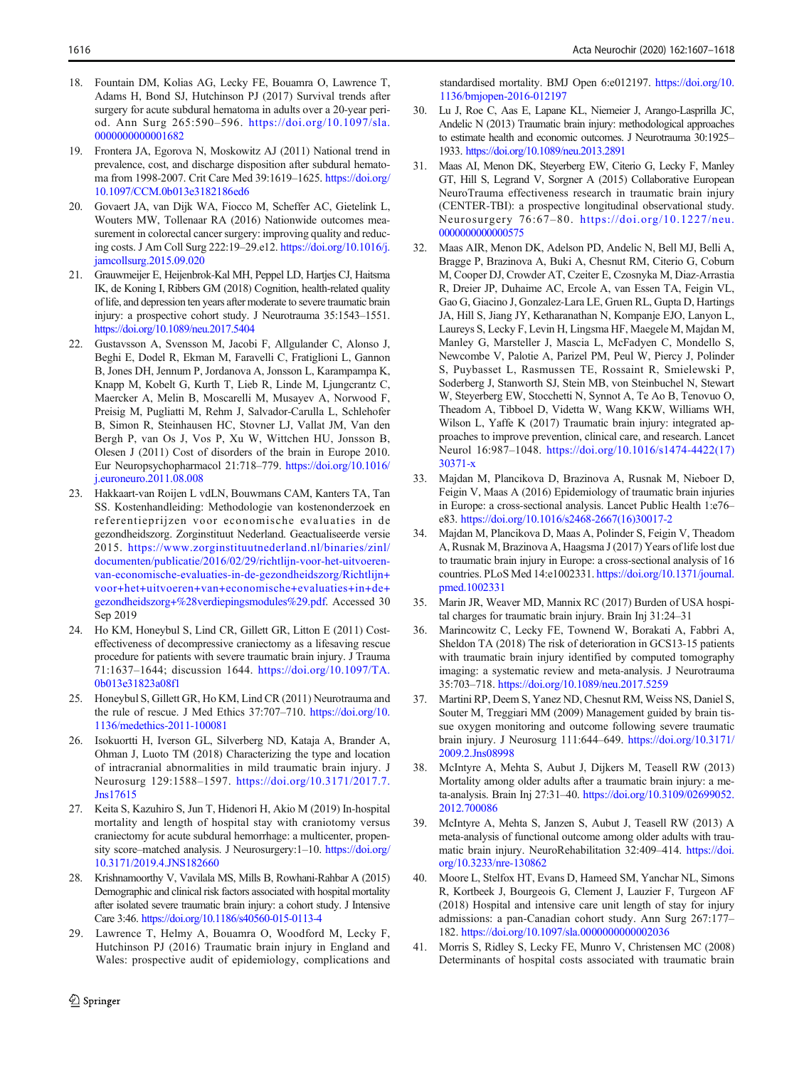18. Fountain DM, Kolias AG, Lecky FE, Bouamra O, Lawrence T, Adams H, Bond SJ, Hutchinson PJ (2017) Survival trends after surgery for acute subdural hematoma in adults over a 20-year period. Ann Surg 265:590–596. https://doi.org/10.1097/sla.0000000000001682
19. Frontera JA, Egorova N, Moskowitz AJ (2011) National trend in prevalence, cost, and discharge disposition after subdural hematoma from 1998-2007. Crit Care Med 39:1619–1625. https://doi.org/10.1097/CCM.0b013e3182186ed6
20. Govaert JA, van Dijk WA, Fiocco M, Scheffer AC, Gietelink L, Wouters MW, Tollenaar RA (2016) Nationwide outcomes measurement in colorectal cancer surgery: improving quality and reducing costs. J Am Coll Surg 222:19–29.e12. https://doi.org/10.1016/j.jamcollsurg.2015.09.020
21. Grauwmeijer E, Heijenbrok-Kal MH, Peppel LD, Hartjes CJ, Haitsma IK, de Koning I, Ribbers GM (2018) Cognition, health-related quality of life, and depression ten years after moderate to severe traumatic brain injury: a prospective cohort study. J Neurotrauma 35:1543–1551. https://doi.org/10.1089/neu.2017.5404
22. Gustavsson A, Svensson M, Jacobi F, Allgulander C, Alonso J, Beghi E, Dodel R, Ekman M, Faravelli C, Fratiglioni L, Gannon B, Jones DH, Jennum P, Jordanova A, Jonsson L, Karampampa K, Knapp M, Kobelt G, Kurth T, Lieb R, Linde M, Ljungcrantz C, Maercker A, Melin B, Moscarelli M, Musayev A, Norwood F, Preisig M, Pugliatti M, Rehm J, Salvador-Carulla L, Schlehofer B, Simon R, Steinhausen HC, Stovner LJ, Vallat JM, Van den Bergh P, van Os J, Vos P, Xu W, Wittchen HU, Jonsson B, Olesen J (2011) Cost of disorders of the brain in Europe 2010. Eur Neuropsychopharmacol 21:718–779. https://doi.org/10.1016/j.euroneuro.2011.08.008
23. Hakkaart-van Roijen L vdLN, Bouwmans CAM, Kanters TA, Tan SS. Kostenhandleiding: Methodologie van kostenonderzoek en referentieprijzen voor economische evaluaties in de gezondheidszorg. Zorginstituut Nederland. Geactualiseerde versie 2015. https://www.zorginstituutnederland.nl/binaries/zinl/documenten/publicatie/2016/02/29/richtlijn-voor-het-uitvoeren-van-economische-evaluaties-in-de-gezondheidszorg/Richtlijn+voor+het+uitvoeren+van+economische+evaluaties+in+de+gezondheidszorg+%28verdiepingsmodules%29.pdf. Accessed 30 Sep 2019
24. Ho KM, Honeybul S, Lind CR, Gillett GR, Litton E (2011) Cost-effectiveness of decompressive craniectomy as a lifesaving rescue procedure for patients with severe traumatic brain injury. J Trauma 71:1637–1644; discussion 1644. https://doi.org/10.1097/TA.0b013e31823a08f1
25. Honeybul S, Gillett GR, Ho KM, Lind CR (2011) Neurotrauma and the rule of rescue. J Med Ethics 37:707–710. https://doi.org/10.1136/medethics-2011-100081
26. Isokuortti H, Iverson GL, Silverberg ND, Kataja A, Brander A, Ohman J, Luoto TM (2018) Characterizing the type and location of intracranial abnormalities in mild traumatic brain injury. J Neurosurg 129:1588–1597. https://doi.org/10.3171/2017.7.Jns17615
27. Keita S, Kazuhiro S, Jun T, Hidenori H, Akio M (2019) In-hospital mortality and length of hospital stay with craniotomy versus craniectomy for acute subdural hemorrhage: a multicenter, propensity score–matched analysis. J Neurosurgery:1–10. https://doi.org/10.3171/2019.4.JNS182660
28. Krishnamoorthy V, Vavilala MS, Mills B, Rowhani-Rahbar A (2015) Demographic and clinical risk factors associated with hospital mortality after isolated severe traumatic brain injury: a cohort study. J Intensive Care 3:46. https://doi.org/10.1186/s40560-015-0113-4
29. Lawrence T, Helmy A, Bouamra O, Woodford M, Lecky F, Hutchinson PJ (2016) Traumatic brain injury in England and Wales: prospective audit of epidemiology, complications and standardised mortality. BMJ Open 6:e012197. https://doi.org/10.1136/bmjopen-2016-012197
30. Lu J, Roe C, Aas E, Lapane KL, Arango-Lasprilla JC, Andelic N (2013) Traumatic brain injury: methodological approaches to estimate health and economic outcomes. J Neurotrauma 30:1925–1933. https://doi.org/10.1089/neu.2013.2891
31. Maas AI, Menon DK, Steyerberg EW, Citerio G, Lecky F, Manley GT, Hill S, Legrand V, Sorgner A (2015) Collaborative European NeuroTrauma effectiveness research in traumatic brain injury (CENTER-TBI): a prospective longitudinal observational study. Neurosurgery 76:67–80. https://doi.org/10.1227/neu.0000000000000575
32. Maas AIR, Menon DK, Adelson PD, Andelic N, Bell MJ, Belli A, Bragge P, Brazinova A, Buki A, Chesnut RM, Citerio G, Coburn M, Cooper DJ, Crowder AT, Czeiter E, Czosnyka M, Diaz-Arrastia R, Dreier JP, Duhaime AC, Ercole A, van Essen TA, Feigin VL, Gao G, Giacino J, Gonzalez-Lara LE, Gruen RL, Gupta D, Hartings JA, Hill S, Jiang JY, Ketharanathan N, Kompanje EJO, Lanyon L, Laureys S, Lecky F, Levin H, Lingsma HF, Maegele M, Majdan M, Manley G, Marsteller J, Mascia L, McFadyen C, Mondello S, Newcombe V, Palotie A, Parizel PM, Peul W, Piercy J, Polinder S, Puybasset L, Rasmussen TE, Rossaint R, Smielewski P, Soderberg J, Stanworth SJ, Stein MB, von Steinbuchel N, Stewart W, Steyerberg EW, Stocchetti N, Synnot A, Te Ao B, Tenovuo O, Theadom A, Tibboel D, Videtta W, Wang KKW, Williams WH, Wilson L, Yaffe K (2017) Traumatic brain injury: integrated approaches to improve prevention, clinical care, and research. Lancet Neurol 16:987–1048. https://doi.org/10.1016/s1474-4422(17)30371-x
33. Majdan M, Plancikova D, Brazinova A, Rusnak M, Nieboer D, Feigin V, Maas A (2016) Epidemiology of traumatic brain injuries in Europe: a cross-sectional analysis. Lancet Public Health 1:e76–e83. https://doi.org/10.1016/s2468-2667(16)30017-2
34. Majdan M, Plancikova D, Maas A, Polinder S, Feigin V, Theadom A, Rusnak M, Brazinova A, Haagsma J (2017) Years of life lost due to traumatic brain injury in Europe: a cross-sectional analysis of 16 countries. PLoS Med 14:e1002331. https://doi.org/10.1371/journal.pmed.1002331
35. Marin JR, Weaver MD, Mannix RC (2017) Burden of USA hospital charges for traumatic brain injury. Brain Inj 31:24–31
36. Marincowitz C, Lecky FE, Townend W, Borakati A, Fabbri A, Sheldon TA (2018) The risk of deterioration in GCS13-15 patients with traumatic brain injury identified by computed tomography imaging: a systematic review and meta-analysis. J Neurotrauma 35:703–718. https://doi.org/10.1089/neu.2017.5259
37. Martini RP, Deem S, Yanez ND, Chesnut RM, Weiss NS, Daniel S, Souter M, Treggiari MM (2009) Management guided by brain tissue oxygen monitoring and outcome following severe traumatic brain injury. J Neurosurg 111:644–649. https://doi.org/10.3171/2009.2.Jns08998
38. McIntyre A, Mehta S, Aubut J, Dijkers M, Teasell RW (2013) Mortality among older adults after a traumatic brain injury: a meta-analysis. Brain Inj 27:31–40. https://doi.org/10.3109/02699052.2012.700086
39. McIntyre A, Mehta S, Janzen S, Aubut J, Teasell RW (2013) A meta-analysis of functional outcome among older adults with traumatic brain injury. NeuroRehabilitation 32:409–414. https://doi.org/10.3233/nre-130862
40. Moore L, Stelfox HT, Evans D, Hameed SM, Yanchar NL, Simons R, Kortbeek J, Bourgeois G, Clement J, Lauzier F, Turgeon AF (2018) Hospital and intensive care unit length of stay for injury admissions: a pan-Canadian cohort study. Ann Surg 267:177–182. https://doi.org/10.1097/sla.0000000000002036
41. Morris S, Ridley S, Lecky FE, Munro V, Christensen MC (2008) Determinants of hospital costs associated with traumatic brain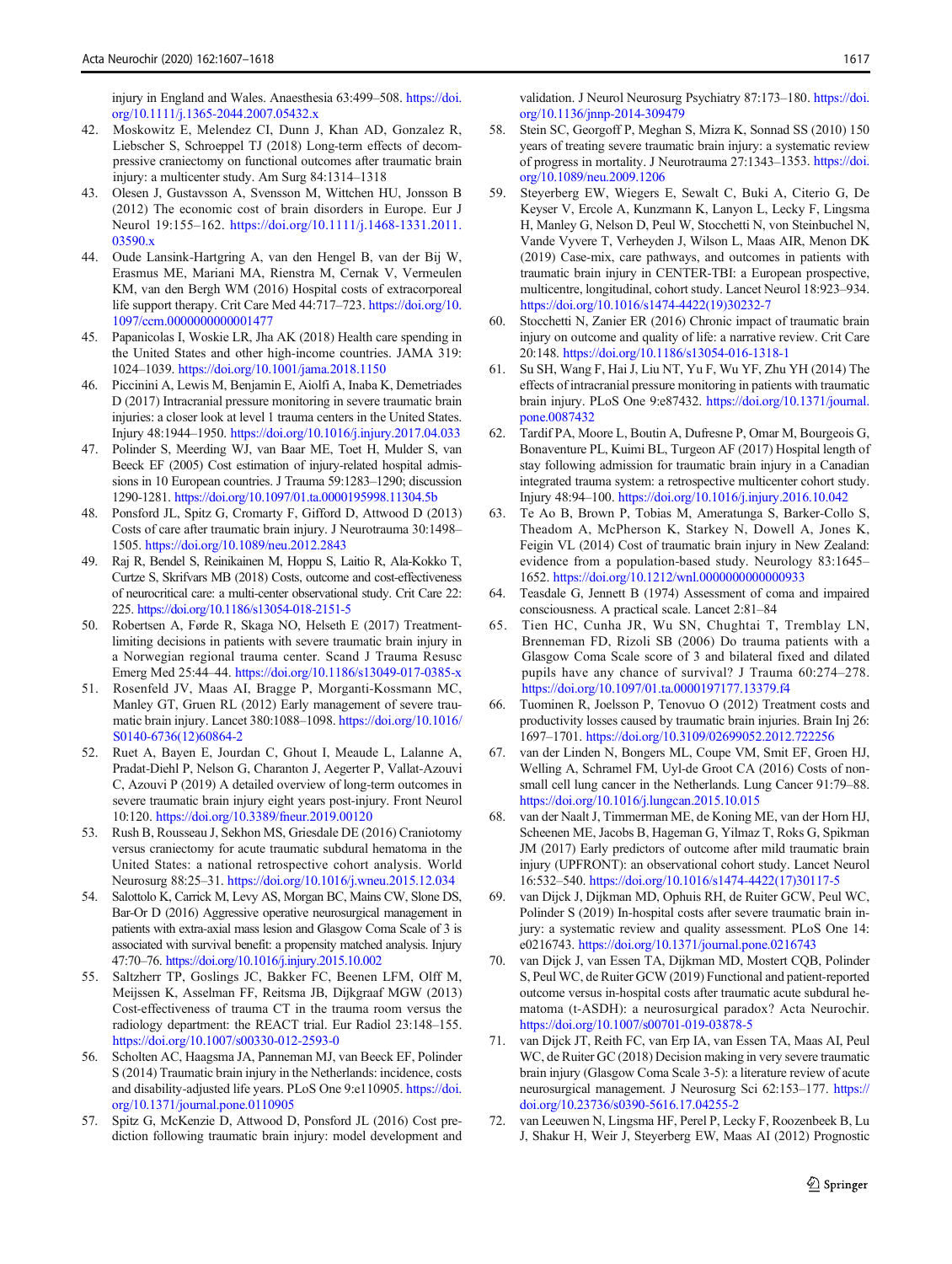injury in England and Wales. Anaesthesia 63:499–508. https://doi.org/10.1111/j.1365-2044.2007.05432.x

42. Moskowitz E, Melendez CI, Dunn J, Khan AD, Gonzalez R, Liebscher S, Schroeppel TJ (2018) Long-term effects of decompressive craniectomy on functional outcomes after traumatic brain injury: a multicenter study. Am Surg 84:1314–1318
43. Olesen J, Gustavsson A, Svensson M, Wittchen HU, Jonsson B (2012) The economic cost of brain disorders in Europe. Eur J Neurol 19:155–162. https://doi.org/10.1111/j.1468-1331.2011.03590.x
44. Oude Lansink-Hartgring A, van den Hengel B, van der Bij W, Erasmus ME, Mariani MA, Rienstra M, Cernak V, Vermeulen KM, van den Bergh WM (2016) Hospital costs of extracorporeal life support therapy. Crit Care Med 44:717–723. https://doi.org/10.1097/ccm.0000000000001477
45. Papanicolas I, Woskie LR, Jha AK (2018) Health care spending in the United States and other high-income countries. JAMA 319:1024–1039. https://doi.org/10.1001/jama.2018.1150
46. Piccinini A, Lewis M, Benjamin E, Aiolfi A, Inaba K, Demetriades D (2017) Intracranial pressure monitoring in severe traumatic brain injuries: a closer look at level 1 trauma centers in the United States. Injury 48:1944–1950. https://doi.org/10.1016/j.injury.2017.04.033
47. Polinder S, Meerding WJ, van Baar ME, Toet H, Mulder S, van Beeck EF (2005) Cost estimation of injury-related hospital admissions in 10 European countries. J Trauma 59:1283–1290; discussion 1290-1281. https://doi.org/10.1097/01.ta.0000195998.11304.5b
48. Ponsford JL, Spitz G, Cromarty F, Gifford D, Attwood D (2013) Costs of care after traumatic brain injury. J Neurotrauma 30:1498–1505. https://doi.org/10.1089/neu.2012.2843
49. Raj R, Bendel S, Reinikainen M, Hoppu S, Laitio R, Ala-Kokko T, Curtze S, Skrifvars MB (2018) Costs, outcome and cost-effectiveness of neurocritical care: a multi-center observational study. Crit Care 22:225. https://doi.org/10.1186/s13054-018-2151-5
50. Robertsen A, Førde R, Skaga NO, Helseth E (2017) Treatment-limiting decisions in patients with severe traumatic brain injury in a Norwegian regional trauma center. Scand J Trauma Resusc Emerg Med 25:44–44. https://doi.org/10.1186/s13049-017-0385-x
51. Rosenfeld JV, Maas AI, Bragge P, Morganti-Kossmann MC, Manley GT, Gruen RL (2012) Early management of severe traumatic brain injury. Lancet 380:1088–1098. https://doi.org/10.1016/S0140-6736(12)60864-2
52. Ruet A, Bayen E, Jourdan C, Ghout I, Meaude L, Lalanne A, Pradat-Diehl P, Nelson G, Charanton J, Aegerter P, Vallat-Azouvi C, Azouvi P (2019) A detailed overview of long-term outcomes in severe traumatic brain injury eight years post-injury. Front Neurol 10:120. https://doi.org/10.3389/fneur.2019.00120
53. Rush B, Rousseau J, Sekhon MS, Griesdale DE (2016) Craniotomy versus craniectomy for acute traumatic subdural hematoma in the United States: a national retrospective cohort analysis. World Neurosurg 88:25–31. https://doi.org/10.1016/j.wneu.2015.12.034
54. Salottolo K, Carrick M, Levy AS, Morgan BC, Mains CW, Slone DS, Bar-Or D (2016) Aggressive operative neurosurgical management in patients with extra-axial mass lesion and Glasgow Coma Scale of 3 is associated with survival benefit: a propensity matched analysis. Injury 47:70–76. https://doi.org/10.1016/j.injury.2015.10.002
55. Saltzherr TP, Goslings JC, Bakker FC, Beenen LFM, Olff M, Meijssen K, Asselman FF, Reitsma JB, Dijkgraaf MGW (2013) Cost-effectiveness of trauma CT in the trauma room versus the radiology department: the REACT trial. Eur Radiol 23:148–155. https://doi.org/10.1007/s00330-012-2593-0
56. Scholten AC, Haagsma JA, Panneman MJ, van Beeck EF, Polinder S (2014) Traumatic brain injury in the Netherlands: incidence, costs and disability-adjusted life years. PLoS One 9:e110905. https://doi.org/10.1371/journal.pone.0110905
57. Spitz G, McKenzie D, Attwood D, Ponsford JL (2016) Cost prediction following traumatic brain injury: model development and validation. J Neurol Neurosurg Psychiatry 87:173–180. https://doi.org/10.1136/jnnp-2014-309479
58. Stein SC, Georgoff P, Meghan S, Mizra K, Sonnad SS (2010) 150 years of treating severe traumatic brain injury: a systematic review of progress in mortality. J Neurotrauma 27:1343–1353. https://doi.org/10.1089/neu.2009.1206
59. Steyerberg EW, Wiegers E, Sewalt C, Buki A, Citerio G, De Keyser V, Ercole A, Kunzmann K, Lanyon L, Lecky F, Lingsma H, Manley G, Nelson D, Peul W, Stocchetti N, von Steinbuchel N, Vande Vyvere T, Verheyden J, Wilson L, Maas AIR, Menon DK (2019) Case-mix, care pathways, and outcomes in patients with traumatic brain injury in CENTER-TBI: a European prospective, multicentre, longitudinal, cohort study. Lancet Neurol 18:923–934. https://doi.org/10.1016/s1474-4422(19)30232-7
60. Stocchetti N, Zanier ER (2016) Chronic impact of traumatic brain injury on outcome and quality of life: a narrative review. Crit Care 20:148. https://doi.org/10.1186/s13054-016-1318-1
61. Su SH, Wang F, Hai J, Liu NT, Yu F, Wu YF, Zhu YH (2014) The effects of intracranial pressure monitoring in patients with traumatic brain injury. PLoS One 9:e87432. https://doi.org/10.1371/journal.pone.0087432
62. Tardif PA, Moore L, Boutin A, Dufresne P, Omar M, Bourgeois G, Bonaventure PL, Kuimi BL, Turgeon AF (2017) Hospital length of stay following admission for traumatic brain injury in a Canadian integrated trauma system: a retrospective multicenter cohort study. Injury 48:94–100. https://doi.org/10.1016/j.injury.2016.10.042
63. Te Ao B, Brown P, Tobias M, Ameratunga S, Barker-Collo S, Theadom A, McPherson K, Starkey N, Dowell A, Jones K, Feigin VL (2014) Cost of traumatic brain injury in New Zealand: evidence from a population-based study. Neurology 83:1645–1652. https://doi.org/10.1212/wnl.0000000000000933
64. Teasdale G, Jennett B (1974) Assessment of coma and impaired consciousness. A practical scale. Lancet 2:81–84
65. Tien HC, Cunha JR, Wu SN, Chughtai T, Tremblay LN, Brenneman FD, Rizoli SB (2006) Do trauma patients with a Glasgow Coma Scale score of 3 and bilateral fixed and dilated pupils have any chance of survival? J Trauma 60:274–278. https://doi.org/10.1097/01.ta.0000197177.13379.f4
66. Tuominen R, Joelsson P, Tenovuo O (2012) Treatment costs and productivity losses caused by traumatic brain injuries. Brain Inj 26:1697–1701. https://doi.org/10.3109/02699052.2012.722256
67. van der Linden N, Bongers ML, Coupe VM, Smit EF, Groen HJ, Welling A, Schramel FM, Uyl-de Groot CA (2016) Costs of non-small cell lung cancer in the Netherlands. Lung Cancer 91:79–88. https://doi.org/10.1016/j.lungcan.2015.10.015
68. van der Naalt J, Timmerman ME, de Koning ME, van der Horn HJ, Scheenen ME, Jacobs B, Hageman G, Yilmaz T, Roks G, Spikman JM (2017) Early predictors of outcome after mild traumatic brain injury (UPFRONT): an observational cohort study. Lancet Neurol 16:532–540. https://doi.org/10.1016/s1474-4422(17)30117-5
69. van Dijck J, Dijkman MD, Ophuis RH, de Ruiter GCW, Peul WC, Polinder S (2019) In-hospital costs after severe traumatic brain injury: a systematic review and quality assessment. PLoS One 14:e0216743. https://doi.org/10.1371/journal.pone.0216743
70. van Dijck J, van Essen TA, Dijkman MD, Mostert CQB, Polinder S, Peul WC, de Ruiter GCW (2019) Functional and patient-reported outcome versus in-hospital costs after traumatic acute subdural hematoma (t-ASDH): a neurosurgical paradox? Acta Neurochir. https://doi.org/10.1007/s00701-019-03878-5
71. van Dijck JT, Reith FC, van Erp IA, van Essen TA, Maas AI, Peul WC, de Ruiter GC (2018) Decision making in very severe traumatic brain injury (Glasgow Coma Scale 3-5): a literature review of acute neurosurgical management. J Neurosurg Sci 62:153–177. https://doi.org/10.23736/s0390-5616.17.04255-2
72. van Leeuwen N, Lingsma HF, Perel P, Lecky F, Roozenbeek B, Lu J, Shakur H, Weir J, Steyerberg EW, Maas AI (2012) Prognostic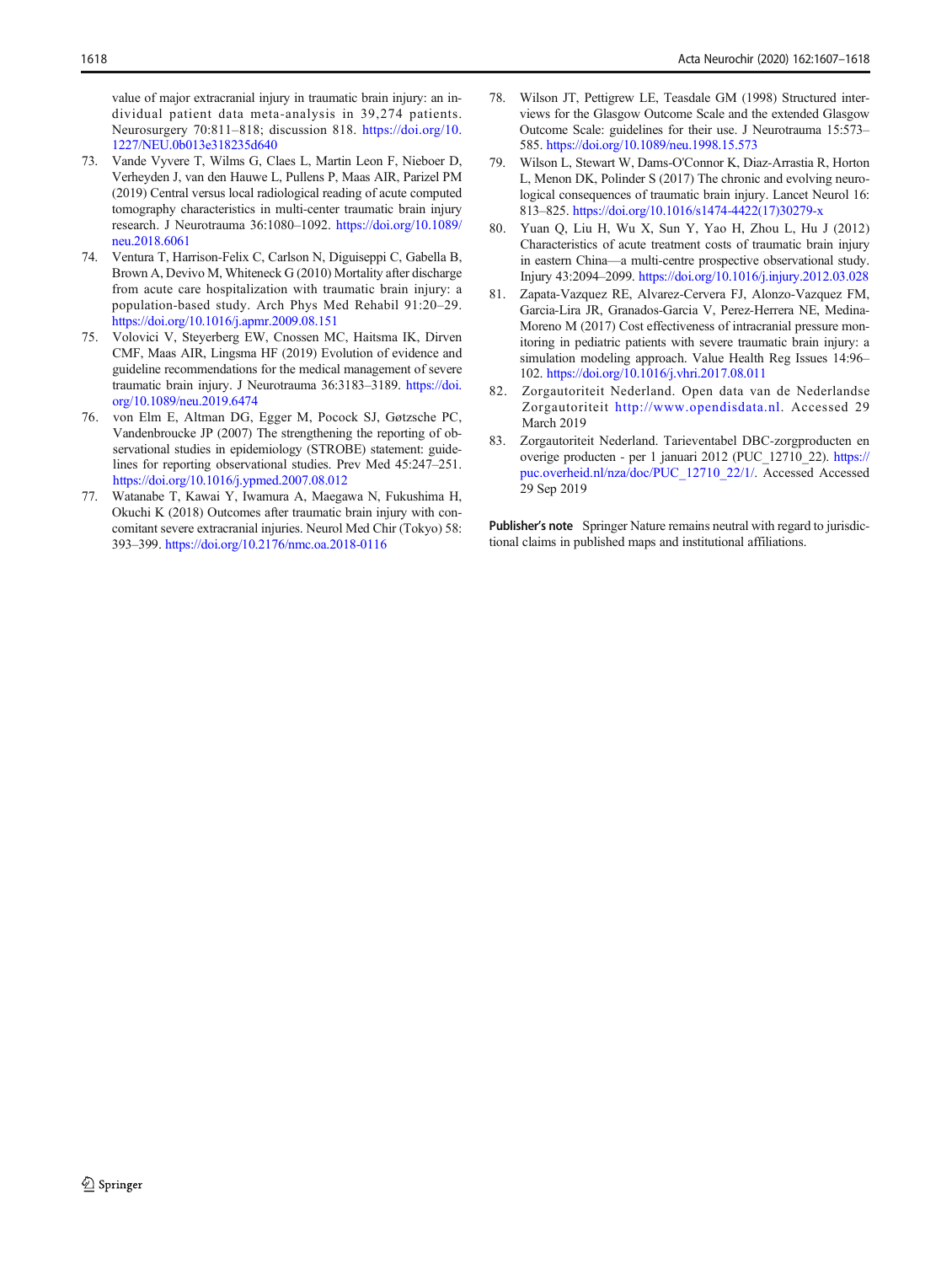value of major extracranial injury in traumatic brain injury: an individual patient data meta-analysis in 39,274 patients. Neurosurgery 70:811–818; discussion 818. https://doi.org/10.1227/NEU.0b013e318235d640

73. Vande Vyvere T, Wilms G, Claes L, Martin Leon F, Nieboer D, Verheyden J, van den Hauwe L, Pullens P, Maas AIR, Parizel PM (2019) Central versus local radiological reading of acute computed tomography characteristics in multi-center traumatic brain injury research. J Neurotrauma 36:1080–1092. https://doi.org/10.1089/neu.2018.6061
74. Ventura T, Harrison-Felix C, Carlson N, Diguiseppi C, Gabella B, Brown A, Devivo M, Whiteneck G (2010) Mortality after discharge from acute care hospitalization with traumatic brain injury: a population-based study. Arch Phys Med Rehabil 91:20–29. https://doi.org/10.1016/j.apmr.2009.08.151
75. Volovici V, Steyerberg EW, Cnossen MC, Haitsma IK, Dirven CMF, Maas AIR, Lingsma HF (2019) Evolution of evidence and guideline recommendations for the medical management of severe traumatic brain injury. J Neurotrauma 36:3183–3189. https://doi.org/10.1089/neu.2019.6474
76. von Elm E, Altman DG, Egger M, Pocock SJ, Gøtzsche PC, Vandenbroucke JP (2007) The strengthening the reporting of observational studies in epidemiology (STROBE) statement: guidelines for reporting observational studies. Prev Med 45:247–251. https://doi.org/10.1016/j.ypmed.2007.08.012
77. Watanabe T, Kawai Y, Iwamura A, Maegawa N, Fukushima H, Okuchi K (2018) Outcomes after traumatic brain injury with concomitant severe extracranial injuries. Neurol Med Chir (Tokyo) 58: 393–399. https://doi.org/10.2176/nmc.oa.2018-0116
78. Wilson JT, Pettigrew LE, Teasdale GM (1998) Structured interviews for the Glasgow Outcome Scale and the extended Glasgow Outcome Scale: guidelines for their use. J Neurotrauma 15:573–585. https://doi.org/10.1089/neu.1998.15.573
79. Wilson L, Stewart W, Dams-O'Connor K, Diaz-Arrastia R, Horton L, Menon DK, Polinder S (2017) The chronic and evolving neurological consequences of traumatic brain injury. Lancet Neurol 16: 813–825. https://doi.org/10.1016/s1474-4422(17)30279-x
80. Yuan Q, Liu H, Wu X, Sun Y, Yao H, Zhou L, Hu J (2012) Characteristics of acute treatment costs of traumatic brain injury in eastern China—a multi-centre prospective observational study. Injury 43:2094–2099. https://doi.org/10.1016/j.injury.2012.03.028
81. Zapata-Vazquez RE, Alvarez-Cervera FJ, Alonzo-Vazquez FM, Garcia-Lira JR, Granados-Garcia V, Perez-Herrera NE, Medina-Moreno M (2017) Cost effectiveness of intracranial pressure monitoring in pediatric patients with severe traumatic brain injury: a simulation modeling approach. Value Health Reg Issues 14:96–102. https://doi.org/10.1016/j.vhri.2017.08.011
82. Zorgautoriteit Nederland. Open data van de Nederlandse Zorgautoriteit http://www.opendisdata.nl. Accessed 29 March 2019
83. Zorgautoriteit Nederland. Tarieventabel DBC-zorgproducten en overige producten - per 1 januari 2012 (PUC_12710_22). https://puc.overheid.nl/nza/doc/PUC_12710_22/1/. Accessed Accessed 29 Sep 2019

**Publisher's note** Springer Nature remains neutral with regard to jurisdictional claims in published maps and institutional affiliations.